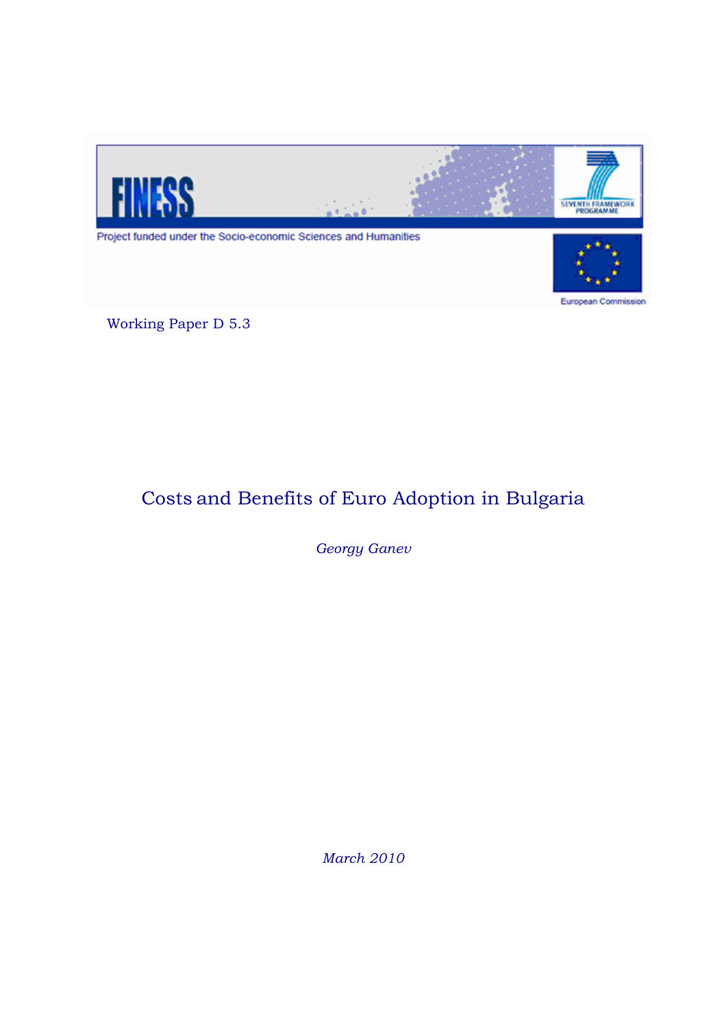FINESS

Project funded under the Socio-economic Sciences and Humanities

SEVENTH FRAMEWORK PROGRAMME

European Commission

Working Paper D 5.3

# Costs and Benefits of Euro Adoption in Bulgaria

*Georgy Ganev*

*March 2010*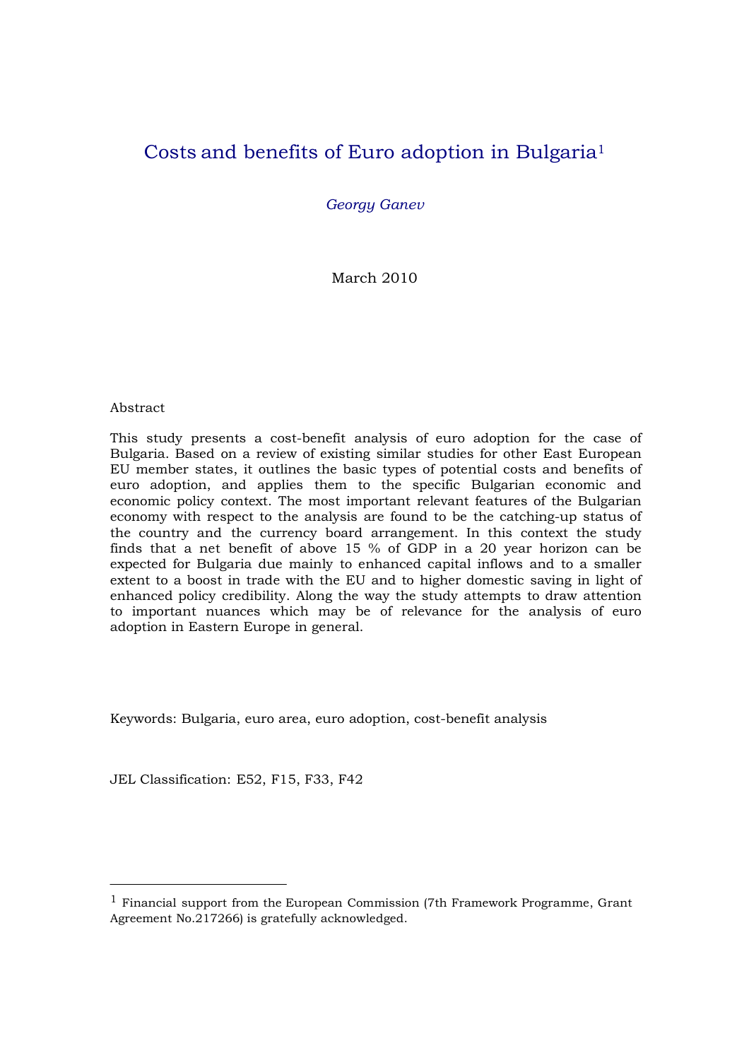# Costs and benefits of Euro adoption in Bulgaria[1]

*Georgy Ganev*

March 2010

Abstract

This study presents a cost-benefit analysis of euro adoption for the case of Bulgaria. Based on a review of existing similar studies for other East European EU member states, it outlines the basic types of potential costs and benefits of euro adoption, and applies them to the specific Bulgarian economic and economic policy context. The most important relevant features of the Bulgarian economy with respect to the analysis are found to be the catching-up status of the country and the currency board arrangement. In this context the study finds that a net benefit of above 15 % of GDP in a 20 year horizon can be expected for Bulgaria due mainly to enhanced capital inflows and to a smaller extent to a boost in trade with the EU and to higher domestic saving in light of enhanced policy credibility. Along the way the study attempts to draw attention to important nuances which may be of relevance for the analysis of euro adoption in Eastern Europe in general.

Keywords: Bulgaria, euro area, euro adoption, cost-benefit analysis

JEL Classification: E52, F15, F33, F42

---

[1] Financial support from the European Commission (7th Framework Programme, Grant Agreement No.217266) is gratefully acknowledged.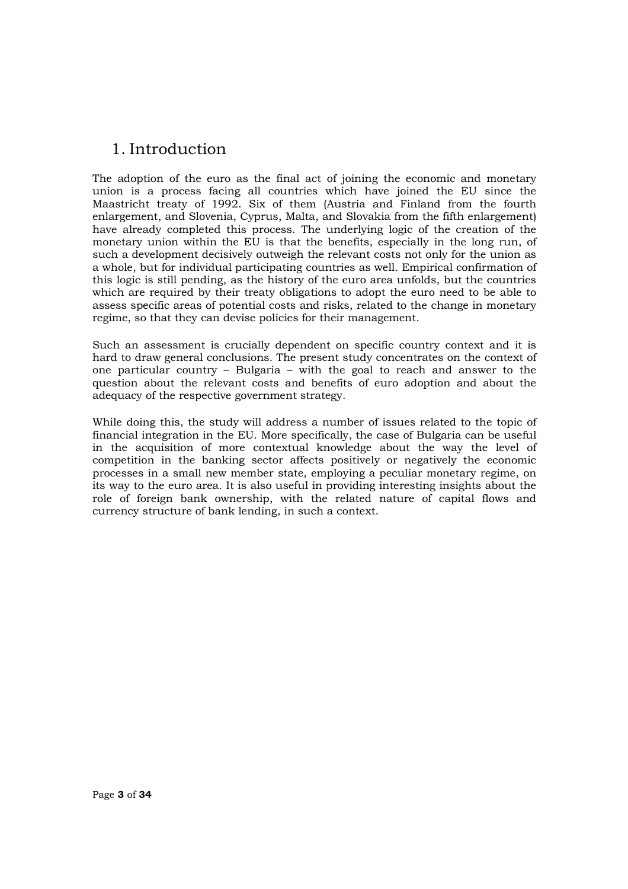# 1. Introduction

The adoption of the euro as the final act of joining the economic and monetary union is a process facing all countries which have joined the EU since the Maastricht treaty of 1992. Six of them (Austria and Finland from the fourth enlargement, and Slovenia, Cyprus, Malta, and Slovakia from the fifth enlargement) have already completed this process. The underlying logic of the creation of the monetary union within the EU is that the benefits, especially in the long run, of such a development decisively outweigh the relevant costs not only for the union as a whole, but for individual participating countries as well. Empirical confirmation of this logic is still pending, as the history of the euro area unfolds, but the countries which are required by their treaty obligations to adopt the euro need to be able to assess specific areas of potential costs and risks, related to the change in monetary regime, so that they can devise policies for their management.

Such an assessment is crucially dependent on specific country context and it is hard to draw general conclusions. The present study concentrates on the context of one particular country – Bulgaria – with the goal to reach and answer to the question about the relevant costs and benefits of euro adoption and about the adequacy of the respective government strategy.

While doing this, the study will address a number of issues related to the topic of financial integration in the EU. More specifically, the case of Bulgaria can be useful in the acquisition of more contextual knowledge about the way the level of competition in the banking sector affects positively or negatively the economic processes in a small new member state, employing a peculiar monetary regime, on its way to the euro area. It is also useful in providing interesting insights about the role of foreign bank ownership, with the related nature of capital flows and currency structure of bank lending, in such a context.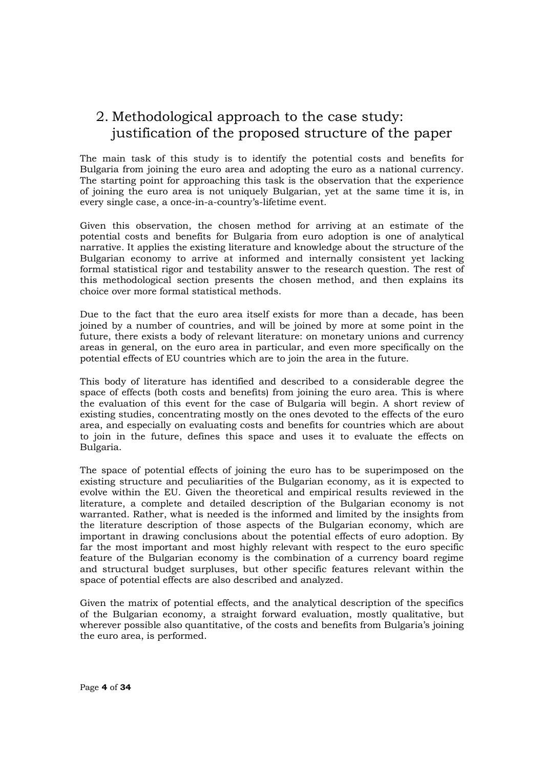## 2. Methodological approach to the case study: justification of the proposed structure of the paper

The main task of this study is to identify the potential costs and benefits for Bulgaria from joining the euro area and adopting the euro as a national currency. The starting point for approaching this task is the observation that the experience of joining the euro area is not uniquely Bulgarian, yet at the same time it is, in every single case, a once-in-a-country's-lifetime event.

Given this observation, the chosen method for arriving at an estimate of the potential costs and benefits for Bulgaria from euro adoption is one of analytical narrative. It applies the existing literature and knowledge about the structure of the Bulgarian economy to arrive at informed and internally consistent yet lacking formal statistical rigor and testability answer to the research question. The rest of this methodological section presents the chosen method, and then explains its choice over more formal statistical methods.

Due to the fact that the euro area itself exists for more than a decade, has been joined by a number of countries, and will be joined by more at some point in the future, there exists a body of relevant literature: on monetary unions and currency areas in general, on the euro area in particular, and even more specifically on the potential effects of EU countries which are to join the area in the future.

This body of literature has identified and described to a considerable degree the space of effects (both costs and benefits) from joining the euro area. This is where the evaluation of this event for the case of Bulgaria will begin. A short review of existing studies, concentrating mostly on the ones devoted to the effects of the euro area, and especially on evaluating costs and benefits for countries which are about to join in the future, defines this space and uses it to evaluate the effects on Bulgaria.

The space of potential effects of joining the euro has to be superimposed on the existing structure and peculiarities of the Bulgarian economy, as it is expected to evolve within the EU. Given the theoretical and empirical results reviewed in the literature, a complete and detailed description of the Bulgarian economy is not warranted. Rather, what is needed is the informed and limited by the insights from the literature description of those aspects of the Bulgarian economy, which are important in drawing conclusions about the potential effects of euro adoption. By far the most important and most highly relevant with respect to the euro specific feature of the Bulgarian economy is the combination of a currency board regime and structural budget surpluses, but other specific features relevant within the space of potential effects are also described and analyzed.

Given the matrix of potential effects, and the analytical description of the specifics of the Bulgarian economy, a straight forward evaluation, mostly qualitative, but wherever possible also quantitative, of the costs and benefits from Bulgaria's joining the euro area, is performed.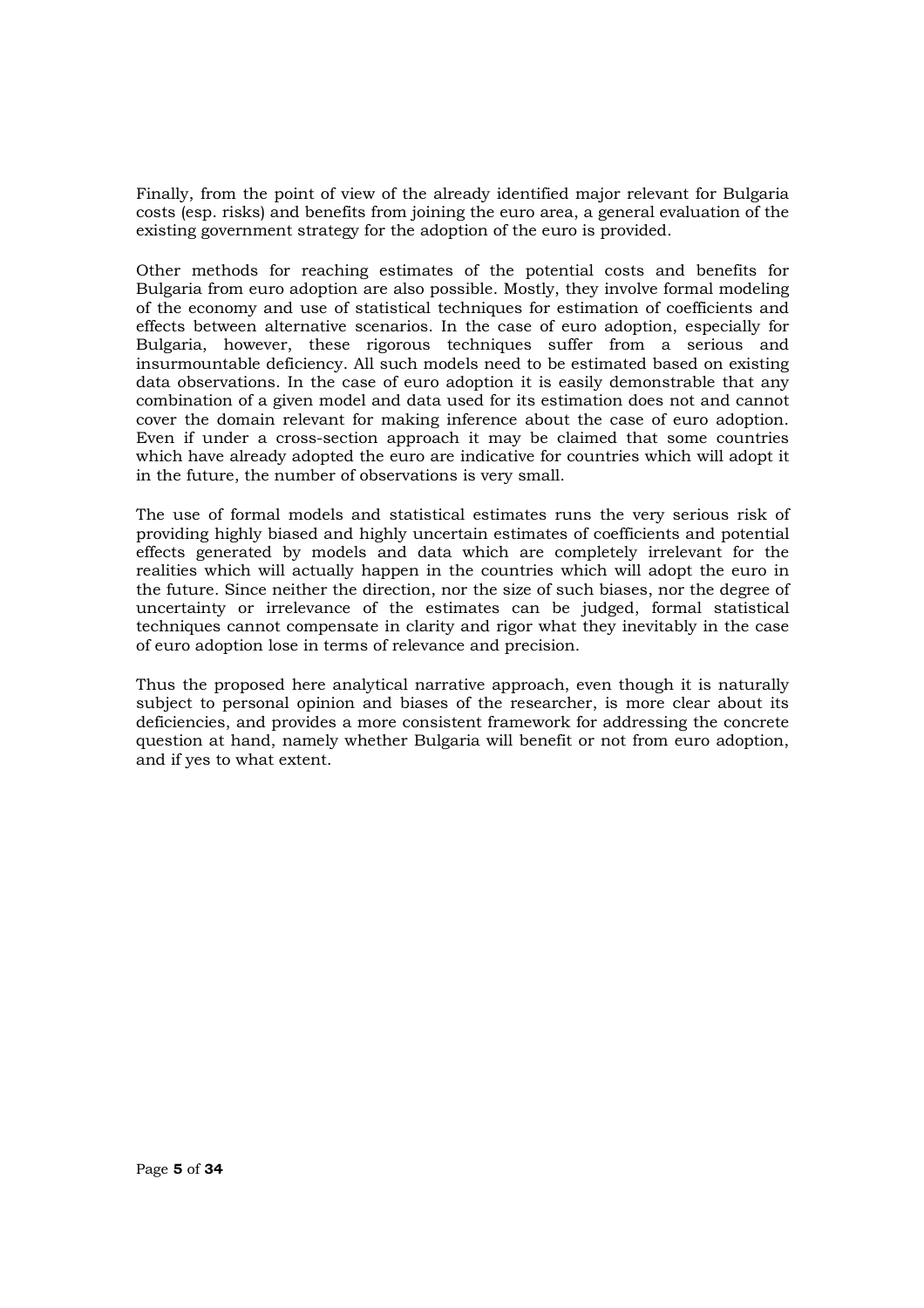Finally, from the point of view of the already identified major relevant for Bulgaria costs (esp. risks) and benefits from joining the euro area, a general evaluation of the existing government strategy for the adoption of the euro is provided.

Other methods for reaching estimates of the potential costs and benefits for Bulgaria from euro adoption are also possible. Mostly, they involve formal modeling of the economy and use of statistical techniques for estimation of coefficients and effects between alternative scenarios. In the case of euro adoption, especially for Bulgaria, however, these rigorous techniques suffer from a serious and insurmountable deficiency. All such models need to be estimated based on existing data observations. In the case of euro adoption it is easily demonstrable that any combination of a given model and data used for its estimation does not and cannot cover the domain relevant for making inference about the case of euro adoption. Even if under a cross-section approach it may be claimed that some countries which have already adopted the euro are indicative for countries which will adopt it in the future, the number of observations is very small.

The use of formal models and statistical estimates runs the very serious risk of providing highly biased and highly uncertain estimates of coefficients and potential effects generated by models and data which are completely irrelevant for the realities which will actually happen in the countries which will adopt the euro in the future. Since neither the direction, nor the size of such biases, nor the degree of uncertainty or irrelevance of the estimates can be judged, formal statistical techniques cannot compensate in clarity and rigor what they inevitably in the case of euro adoption lose in terms of relevance and precision.

Thus the proposed here analytical narrative approach, even though it is naturally subject to personal opinion and biases of the researcher, is more clear about its deficiencies, and provides a more consistent framework for addressing the concrete question at hand, namely whether Bulgaria will benefit or not from euro adoption, and if yes to what extent.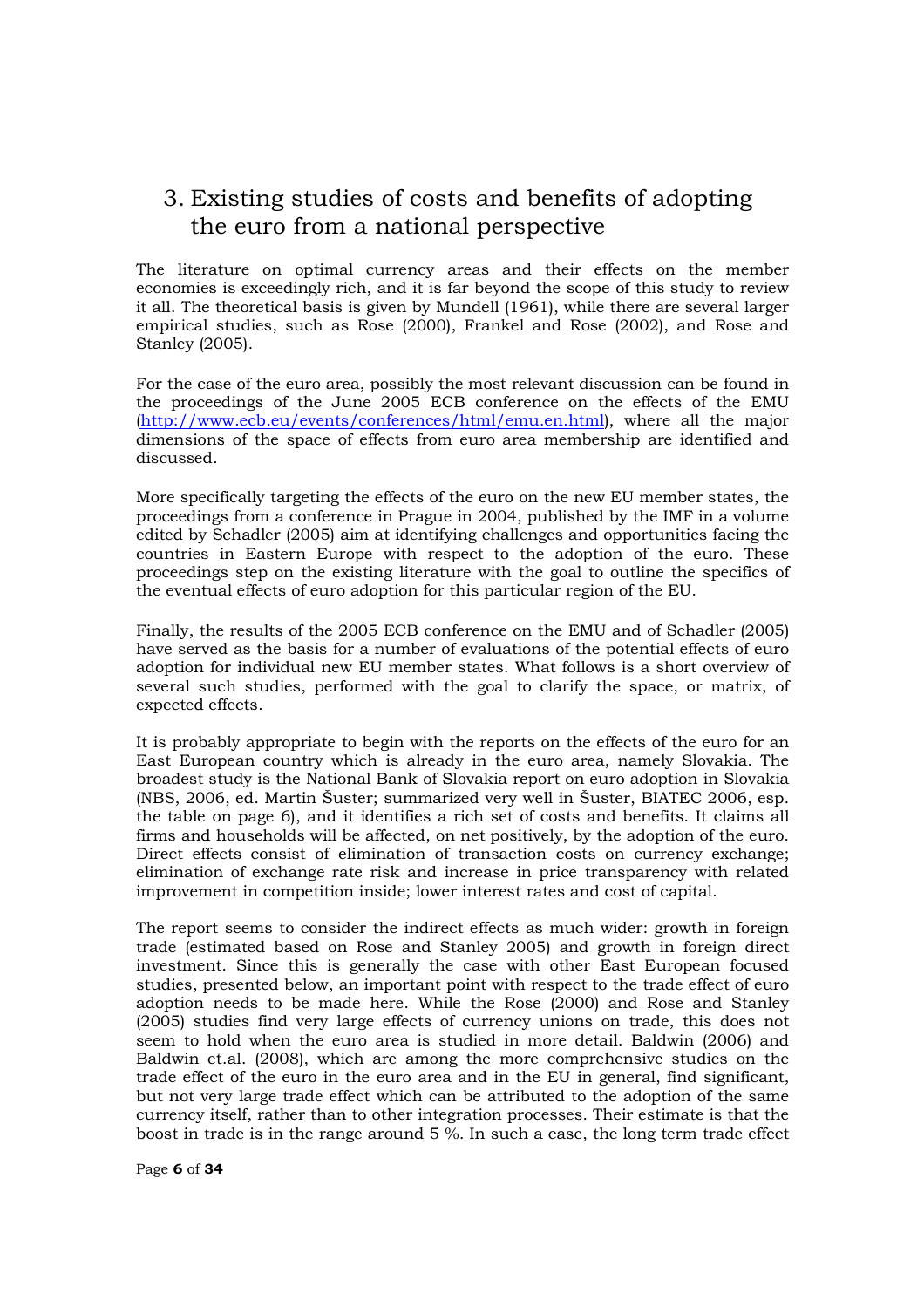## 3. Existing studies of costs and benefits of adopting the euro from a national perspective

The literature on optimal currency areas and their effects on the member economies is exceedingly rich, and it is far beyond the scope of this study to review it all. The theoretical basis is given by Mundell (1961), while there are several larger empirical studies, such as Rose (2000), Frankel and Rose (2002), and Rose and Stanley (2005).

For the case of the euro area, possibly the most relevant discussion can be found in the proceedings of the June 2005 ECB conference on the effects of the EMU (http://www.ecb.eu/events/conferences/html/emu.en.html), where all the major dimensions of the space of effects from euro area membership are identified and discussed.

More specifically targeting the effects of the euro on the new EU member states, the proceedings from a conference in Prague in 2004, published by the IMF in a volume edited by Schadler (2005) aim at identifying challenges and opportunities facing the countries in Eastern Europe with respect to the adoption of the euro. These proceedings step on the existing literature with the goal to outline the specifics of the eventual effects of euro adoption for this particular region of the EU.

Finally, the results of the 2005 ECB conference on the EMU and of Schadler (2005) have served as the basis for a number of evaluations of the potential effects of euro adoption for individual new EU member states. What follows is a short overview of several such studies, performed with the goal to clarify the space, or matrix, of expected effects.

It is probably appropriate to begin with the reports on the effects of the euro for an East European country which is already in the euro area, namely Slovakia. The broadest study is the National Bank of Slovakia report on euro adoption in Slovakia (NBS, 2006, ed. Martin Šuster; summarized very well in Šuster, BIATEC 2006, esp. the table on page 6), and it identifies a rich set of costs and benefits. It claims all firms and households will be affected, on net positively, by the adoption of the euro. Direct effects consist of elimination of transaction costs on currency exchange; elimination of exchange rate risk and increase in price transparency with related improvement in competition inside; lower interest rates and cost of capital.

The report seems to consider the indirect effects as much wider: growth in foreign trade (estimated based on Rose and Stanley 2005) and growth in foreign direct investment. Since this is generally the case with other East European focused studies, presented below, an important point with respect to the trade effect of euro adoption needs to be made here. While the Rose (2000) and Rose and Stanley (2005) studies find very large effects of currency unions on trade, this does not seem to hold when the euro area is studied in more detail. Baldwin (2006) and Baldwin et.al. (2008), which are among the more comprehensive studies on the trade effect of the euro in the euro area and in the EU in general, find significant, but not very large trade effect which can be attributed to the adoption of the same currency itself, rather than to other integration processes. Their estimate is that the boost in trade is in the range around 5 %. In such a case, the long term trade effect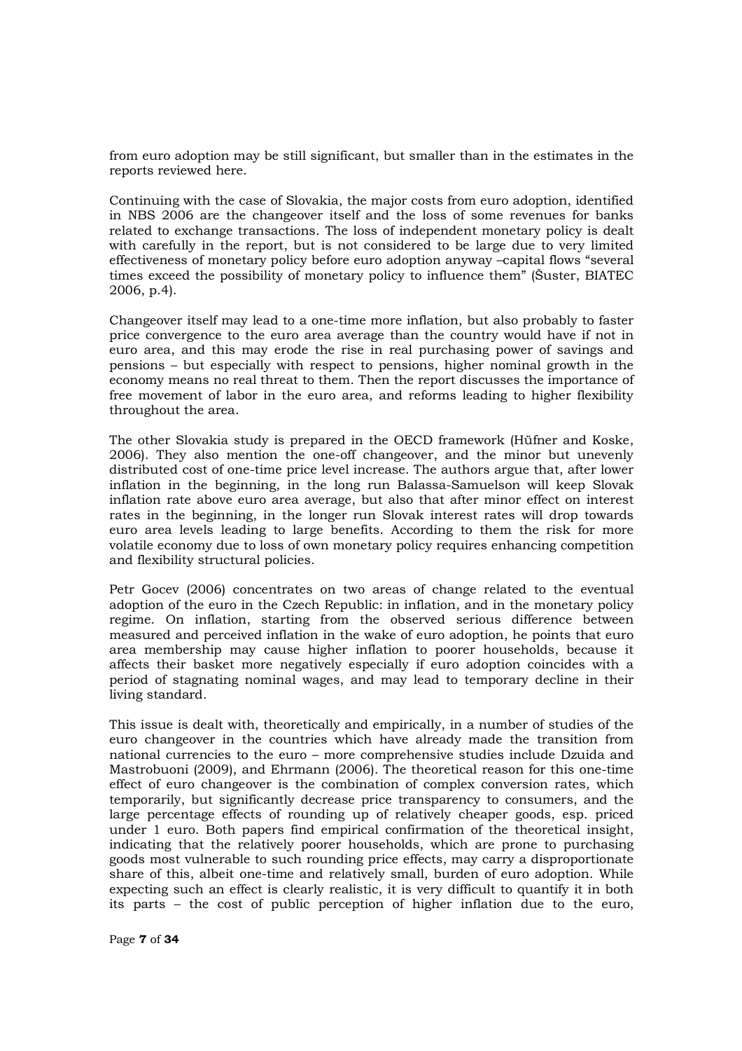from euro adoption may be still significant, but smaller than in the estimates in the reports reviewed here.

Continuing with the case of Slovakia, the major costs from euro adoption, identified in NBS 2006 are the changeover itself and the loss of some revenues for banks related to exchange transactions. The loss of independent monetary policy is dealt with carefully in the report, but is not considered to be large due to very limited effectiveness of monetary policy before euro adoption anyway –capital flows "several times exceed the possibility of monetary policy to influence them" (Šuster, BIATEC 2006, p.4).

Changeover itself may lead to a one-time more inflation, but also probably to faster price convergence to the euro area average than the country would have if not in euro area, and this may erode the rise in real purchasing power of savings and pensions – but especially with respect to pensions, higher nominal growth in the economy means no real threat to them. Then the report discusses the importance of free movement of labor in the euro area, and reforms leading to higher flexibility throughout the area.

The other Slovakia study is prepared in the OECD framework (Hüfner and Koske, 2006). They also mention the one-off changeover, and the minor but unevenly distributed cost of one-time price level increase. The authors argue that, after lower inflation in the beginning, in the long run Balassa-Samuelson will keep Slovak inflation rate above euro area average, but also that after minor effect on interest rates in the beginning, in the longer run Slovak interest rates will drop towards euro area levels leading to large benefits. According to them the risk for more volatile economy due to loss of own monetary policy requires enhancing competition and flexibility structural policies.

Petr Gocev (2006) concentrates on two areas of change related to the eventual adoption of the euro in the Czech Republic: in inflation, and in the monetary policy regime. On inflation, starting from the observed serious difference between measured and perceived inflation in the wake of euro adoption, he points that euro area membership may cause higher inflation to poorer households, because it affects their basket more negatively especially if euro adoption coincides with a period of stagnating nominal wages, and may lead to temporary decline in their living standard.

This issue is dealt with, theoretically and empirically, in a number of studies of the euro changeover in the countries which have already made the transition from national currencies to the euro – more comprehensive studies include Dzuida and Mastrobuoni (2009), and Ehrmann (2006). The theoretical reason for this one-time effect of euro changeover is the combination of complex conversion rates, which temporarily, but significantly decrease price transparency to consumers, and the large percentage effects of rounding up of relatively cheaper goods, esp. priced under 1 euro. Both papers find empirical confirmation of the theoretical insight, indicating that the relatively poorer households, which are prone to purchasing goods most vulnerable to such rounding price effects, may carry a disproportionate share of this, albeit one-time and relatively small, burden of euro adoption. While expecting such an effect is clearly realistic, it is very difficult to quantify it in both its parts – the cost of public perception of higher inflation due to the euro,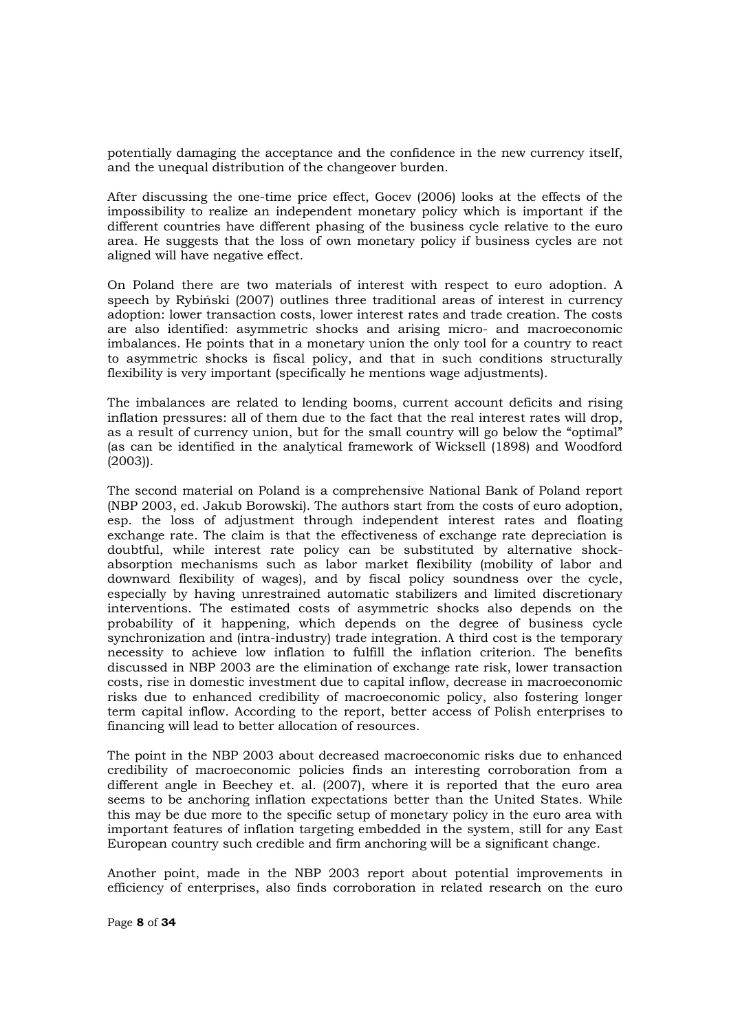potentially damaging the acceptance and the confidence in the new currency itself, and the unequal distribution of the changeover burden.

After discussing the one-time price effect, Gocev (2006) looks at the effects of the impossibility to realize an independent monetary policy which is important if the different countries have different phasing of the business cycle relative to the euro area. He suggests that the loss of own monetary policy if business cycles are not aligned will have negative effect.

On Poland there are two materials of interest with respect to euro adoption. A speech by Rybiński (2007) outlines three traditional areas of interest in currency adoption: lower transaction costs, lower interest rates and trade creation. The costs are also identified: asymmetric shocks and arising micro- and macroeconomic imbalances. He points that in a monetary union the only tool for a country to react to asymmetric shocks is fiscal policy, and that in such conditions structurally flexibility is very important (specifically he mentions wage adjustments).

The imbalances are related to lending booms, current account deficits and rising inflation pressures: all of them due to the fact that the real interest rates will drop, as a result of currency union, but for the small country will go below the "optimal" (as can be identified in the analytical framework of Wicksell (1898) and Woodford (2003)).

The second material on Poland is a comprehensive National Bank of Poland report (NBP 2003, ed. Jakub Borowski). The authors start from the costs of euro adoption, esp. the loss of adjustment through independent interest rates and floating exchange rate. The claim is that the effectiveness of exchange rate depreciation is doubtful, while interest rate policy can be substituted by alternative shock-absorption mechanisms such as labor market flexibility (mobility of labor and downward flexibility of wages), and by fiscal policy soundness over the cycle, especially by having unrestrained automatic stabilizers and limited discretionary interventions. The estimated costs of asymmetric shocks also depends on the probability of it happening, which depends on the degree of business cycle synchronization and (intra-industry) trade integration. A third cost is the temporary necessity to achieve low inflation to fulfill the inflation criterion. The benefits discussed in NBP 2003 are the elimination of exchange rate risk, lower transaction costs, rise in domestic investment due to capital inflow, decrease in macroeconomic risks due to enhanced credibility of macroeconomic policy, also fostering longer term capital inflow. According to the report, better access of Polish enterprises to financing will lead to better allocation of resources.

The point in the NBP 2003 about decreased macroeconomic risks due to enhanced credibility of macroeconomic policies finds an interesting corroboration from a different angle in Beechey et. al. (2007), where it is reported that the euro area seems to be anchoring inflation expectations better than the United States. While this may be due more to the specific setup of monetary policy in the euro area with important features of inflation targeting embedded in the system, still for any East European country such credible and firm anchoring will be a significant change.

Another point, made in the NBP 2003 report about potential improvements in efficiency of enterprises, also finds corroboration in related research on the euro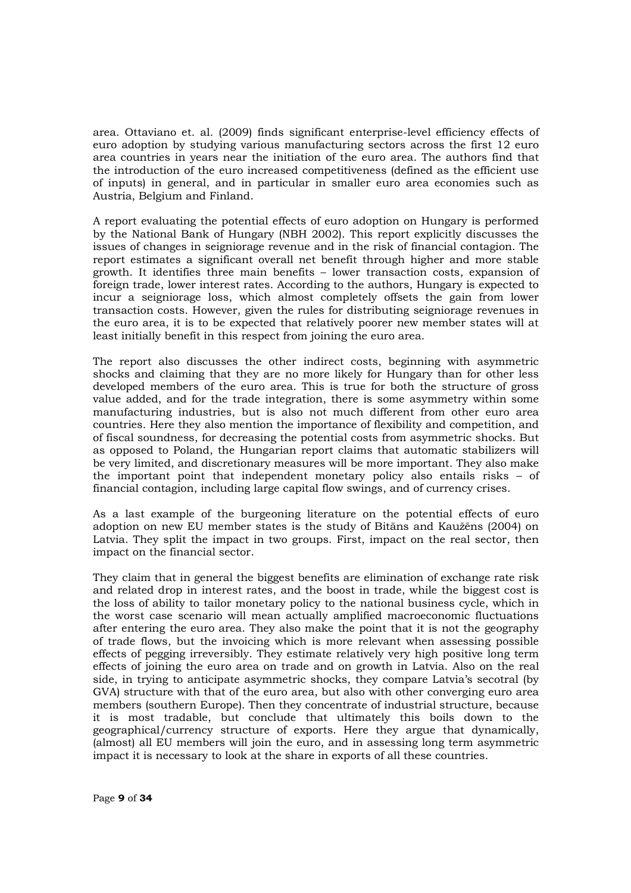area. Ottaviano et. al. (2009) finds significant enterprise-level efficiency effects of euro adoption by studying various manufacturing sectors across the first 12 euro area countries in years near the initiation of the euro area. The authors find that the introduction of the euro increased competitiveness (defined as the efficient use of inputs) in general, and in particular in smaller euro area economies such as Austria, Belgium and Finland.

A report evaluating the potential effects of euro adoption on Hungary is performed by the National Bank of Hungary (NBH 2002). This report explicitly discusses the issues of changes in seigniorage revenue and in the risk of financial contagion. The report estimates a significant overall net benefit through higher and more stable growth. It identifies three main benefits – lower transaction costs, expansion of foreign trade, lower interest rates. According to the authors, Hungary is expected to incur a seigniorage loss, which almost completely offsets the gain from lower transaction costs. However, given the rules for distributing seigniorage revenues in the euro area, it is to be expected that relatively poorer new member states will at least initially benefit in this respect from joining the euro area.

The report also discusses the other indirect costs, beginning with asymmetric shocks and claiming that they are no more likely for Hungary than for other less developed members of the euro area. This is true for both the structure of gross value added, and for the trade integration, there is some asymmetry within some manufacturing industries, but is also not much different from other euro area countries. Here they also mention the importance of flexibility and competition, and of fiscal soundness, for decreasing the potential costs from asymmetric shocks. But as opposed to Poland, the Hungarian report claims that automatic stabilizers will be very limited, and discretionary measures will be more important. They also make the important point that independent monetary policy also entails risks – of financial contagion, including large capital flow swings, and of currency crises.

As a last example of the burgeoning literature on the potential effects of euro adoption on new EU member states is the study of Bitāns and Kaužēns (2004) on Latvia. They split the impact in two groups. First, impact on the real sector, then impact on the financial sector.

They claim that in general the biggest benefits are elimination of exchange rate risk and related drop in interest rates, and the boost in trade, while the biggest cost is the loss of ability to tailor monetary policy to the national business cycle, which in the worst case scenario will mean actually amplified macroeconomic fluctuations after entering the euro area. They also make the point that it is not the geography of trade flows, but the invoicing which is more relevant when assessing possible effects of pegging irreversibly. They estimate relatively very high positive long term effects of joining the euro area on trade and on growth in Latvia. Also on the real side, in trying to anticipate asymmetric shocks, they compare Latvia's secotral (by GVA) structure with that of the euro area, but also with other converging euro area members (southern Europe). Then they concentrate of industrial structure, because it is most tradable, but conclude that ultimately this boils down to the geographical/currency structure of exports. Here they argue that dynamically, (almost) all EU members will join the euro, and in assessing long term asymmetric impact it is necessary to look at the share in exports of all these countries.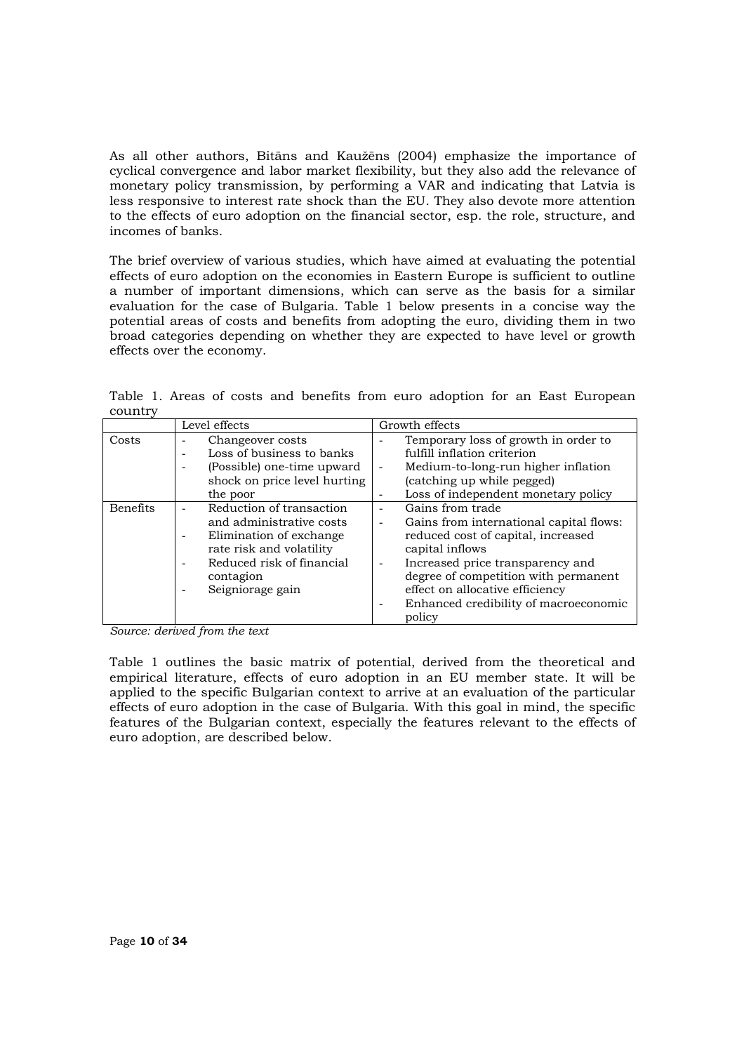As all other authors, Bitāns and Kaužēns (2004) emphasize the importance of cyclical convergence and labor market flexibility, but they also add the relevance of monetary policy transmission, by performing a VAR and indicating that Latvia is less responsive to interest rate shock than the EU. They also devote more attention to the effects of euro adoption on the financial sector, esp. the role, structure, and incomes of banks.

The brief overview of various studies, which have aimed at evaluating the potential effects of euro adoption on the economies in Eastern Europe is sufficient to outline a number of important dimensions, which can serve as the basis for a similar evaluation for the case of Bulgaria. Table 1 below presents in a concise way the potential areas of costs and benefits from adopting the euro, dividing them in two broad categories depending on whether they are expected to have level or growth effects over the economy.

Table 1. Areas of costs and benefits from euro adoption for an East European country

| | Level effects | Growth effects |
|---|---|---|
| Costs | - Changeover costs<br>- Loss of business to banks<br>- (Possible) one-time upward shock on price level hurting the poor | - Temporary loss of growth in order to fulfill inflation criterion<br>- Medium-to-long-run higher inflation (catching up while pegged)<br>- Loss of independent monetary policy |
| Benefits | - Reduction of transaction and administrative costs<br>- Elimination of exchange rate risk and volatility<br>- Reduced risk of financial contagion<br>- Seigniorage gain | - Gains from trade<br>- Gains from international capital flows: reduced cost of capital, increased capital inflows<br>- Increased price transparency and degree of competition with permanent effect on allocative efficiency<br>- Enhanced credibility of macroeconomic policy |

*Source: derived from the text*

Table 1 outlines the basic matrix of potential, derived from the theoretical and empirical literature, effects of euro adoption in an EU member state. It will be applied to the specific Bulgarian context to arrive at an evaluation of the particular effects of euro adoption in the case of Bulgaria. With this goal in mind, the specific features of the Bulgarian context, especially the features relevant to the effects of euro adoption, are described below.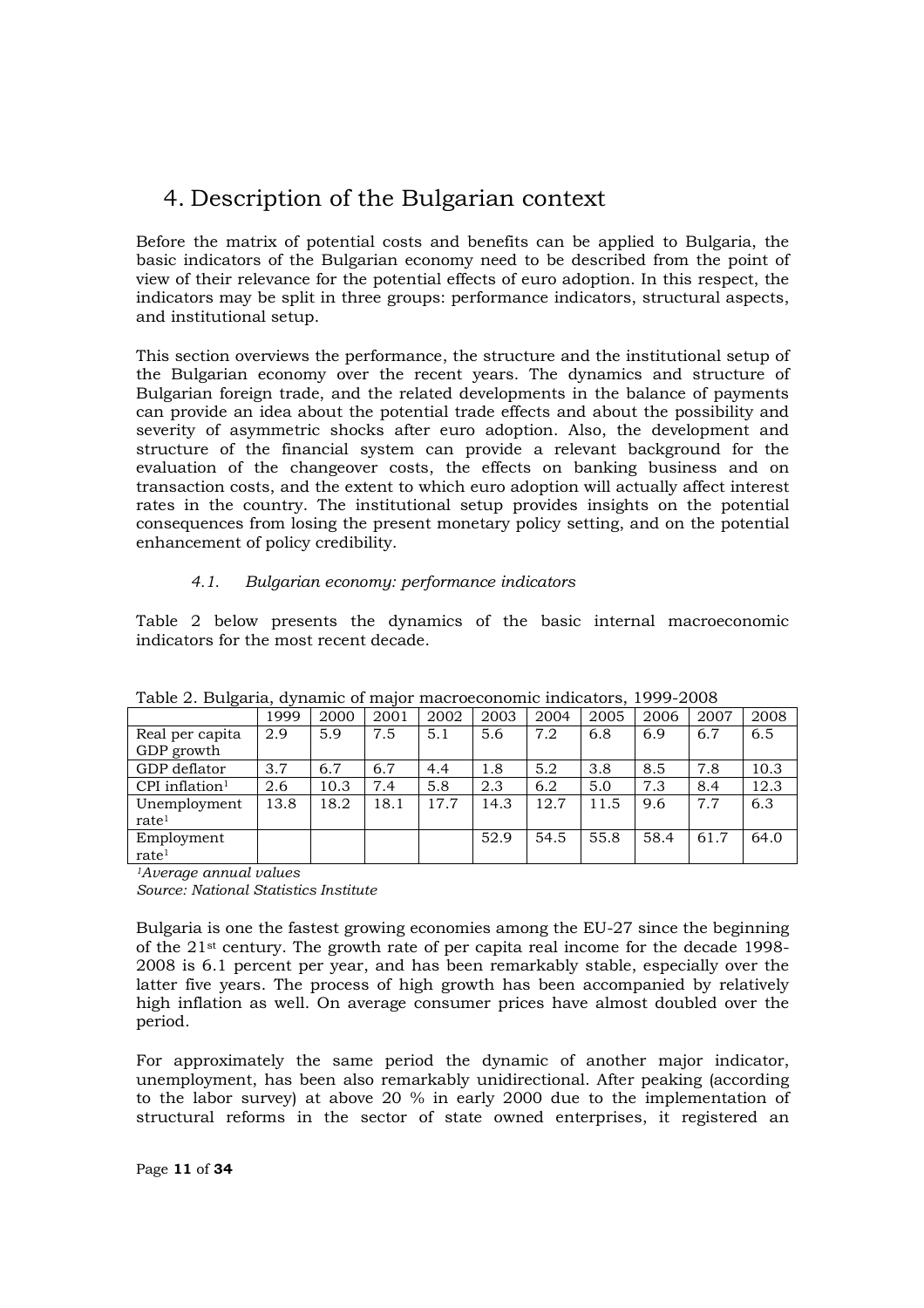# 4. Description of the Bulgarian context

Before the matrix of potential costs and benefits can be applied to Bulgaria, the basic indicators of the Bulgarian economy need to be described from the point of view of their relevance for the potential effects of euro adoption. In this respect, the indicators may be split in three groups: performance indicators, structural aspects, and institutional setup.

This section overviews the performance, the structure and the institutional setup of the Bulgarian economy over the recent years. The dynamics and structure of Bulgarian foreign trade, and the related developments in the balance of payments can provide an idea about the potential trade effects and about the possibility and severity of asymmetric shocks after euro adoption. Also, the development and structure of the financial system can provide a relevant background for the evaluation of the changeover costs, the effects on banking business and on transaction costs, and the extent to which euro adoption will actually affect interest rates in the country. The institutional setup provides insights on the potential consequences from losing the present monetary policy setting, and on the potential enhancement of policy credibility.

## *4.1. Bulgarian economy: performance indicators*

Table 2 below presents the dynamics of the basic internal macroeconomic indicators for the most recent decade.

Table 2. Bulgaria, dynamic of major macroeconomic indicators, 1999-2008

| | 1999 | 2000 | 2001 | 2002 | 2003 | 2004 | 2005 | 2006 | 2007 | 2008 |
|---|---|---|---|---|---|---|---|---|---|---|
| Real per capita GDP growth | 2.9 | 5.9 | 7.5 | 5.1 | 5.6 | 7.2 | 6.8 | 6.9 | 6.7 | 6.5 |
| GDP deflator | 3.7 | 6.7 | 6.7 | 4.4 | 1.8 | 5.2 | 3.8 | 8.5 | 7.8 | 10.3 |
| CPI inflation[1] | 2.6 | 10.3 | 7.4 | 5.8 | 2.3 | 6.2 | 5.0 | 7.3 | 8.4 | 12.3 |
| Unemployment rate[1] | 13.8 | 18.2 | 18.1 | 17.7 | 14.3 | 12.7 | 11.5 | 9.6 | 7.7 | 6.3 |
| Employment rate[1] | | | | | 52.9 | 54.5 | 55.8 | 58.4 | 61.7 | 64.0 |

[1]*Average annual values*

*Source: National Statistics Institute*

Bulgaria is one the fastest growing economies among the EU-27 since the beginning of the 21st century. The growth rate of per capita real income for the decade 1998-2008 is 6.1 percent per year, and has been remarkably stable, especially over the latter five years. The process of high growth has been accompanied by relatively high inflation as well. On average consumer prices have almost doubled over the period.

For approximately the same period the dynamic of another major indicator, unemployment, has been also remarkably unidirectional. After peaking (according to the labor survey) at above 20 % in early 2000 due to the implementation of structural reforms in the sector of state owned enterprises, it registered an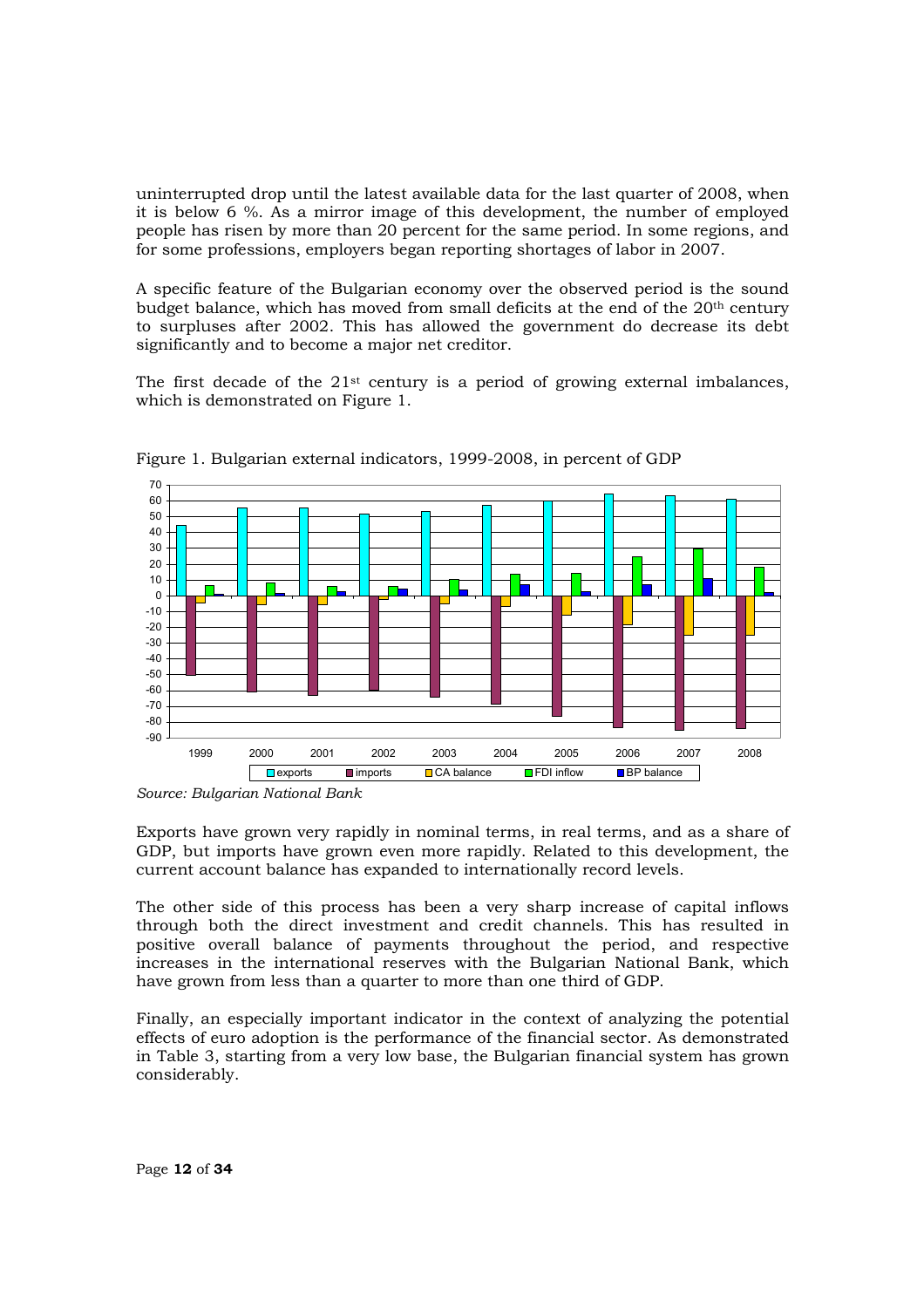uninterrupted drop until the latest available data for the last quarter of 2008, when it is below 6 %. As a mirror image of this development, the number of employed people has risen by more than 20 percent for the same period. In some regions, and for some professions, employers began reporting shortages of labor in 2007.

A specific feature of the Bulgarian economy over the observed period is the sound budget balance, which has moved from small deficits at the end of the 20th century to surpluses after 2002. This has allowed the government do decrease its debt significantly and to become a major net creditor.

The first decade of the 21st century is a period of growing external imbalances, which is demonstrated on Figure 1.

Figure 1. Bulgarian external indicators, 1999-2008, in percent of GDP

*Source: Bulgarian National Bank*

Exports have grown very rapidly in nominal terms, in real terms, and as a share of GDP, but imports have grown even more rapidly. Related to this development, the current account balance has expanded to internationally record levels.

The other side of this process has been a very sharp increase of capital inflows through both the direct investment and credit channels. This has resulted in positive overall balance of payments throughout the period, and respective increases in the international reserves with the Bulgarian National Bank, which have grown from less than a quarter to more than one third of GDP.

Finally, an especially important indicator in the context of analyzing the potential effects of euro adoption is the performance of the financial sector. As demonstrated in Table 3, starting from a very low base, the Bulgarian financial system has grown considerably.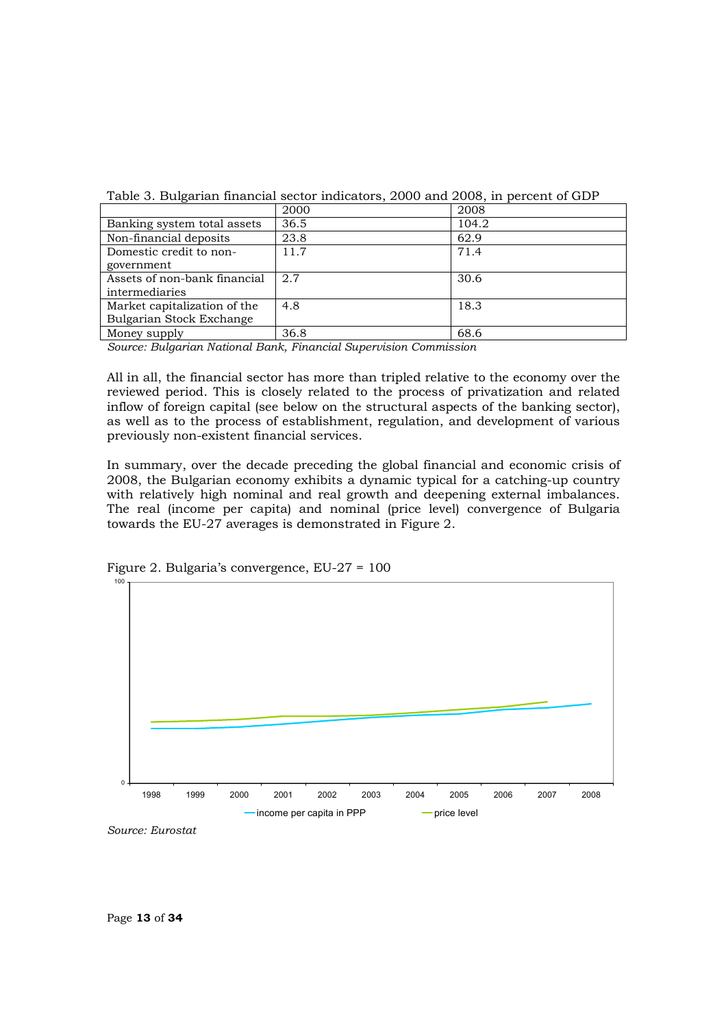Table 3. Bulgarian financial sector indicators, 2000 and 2008, in percent of GDP

| | 2000 | 2008 |
|---|---|---|
| Banking system total assets | 36.5 | 104.2 |
| Non-financial deposits | 23.8 | 62.9 |
| Domestic credit to non-government | 11.7 | 71.4 |
| Assets of non-bank financial intermediaries | 2.7 | 30.6 |
| Market capitalization of the Bulgarian Stock Exchange | 4.8 | 18.3 |
| Money supply | 36.8 | 68.6 |

*Source: Bulgarian National Bank, Financial Supervision Commission*

All in all, the financial sector has more than tripled relative to the economy over the reviewed period. This is closely related to the process of privatization and related inflow of foreign capital (see below on the structural aspects of the banking sector), as well as to the process of establishment, regulation, and development of various previously non-existent financial services.

In summary, over the decade preceding the global financial and economic crisis of 2008, the Bulgarian economy exhibits a dynamic typical for a catching-up country with relatively high nominal and real growth and deepening external imbalances. The real (income per capita) and nominal (price level) convergence of Bulgaria towards the EU-27 averages is demonstrated in Figure 2.

Figure 2. Bulgaria's convergence, EU-27 = 100

*Source: Eurostat*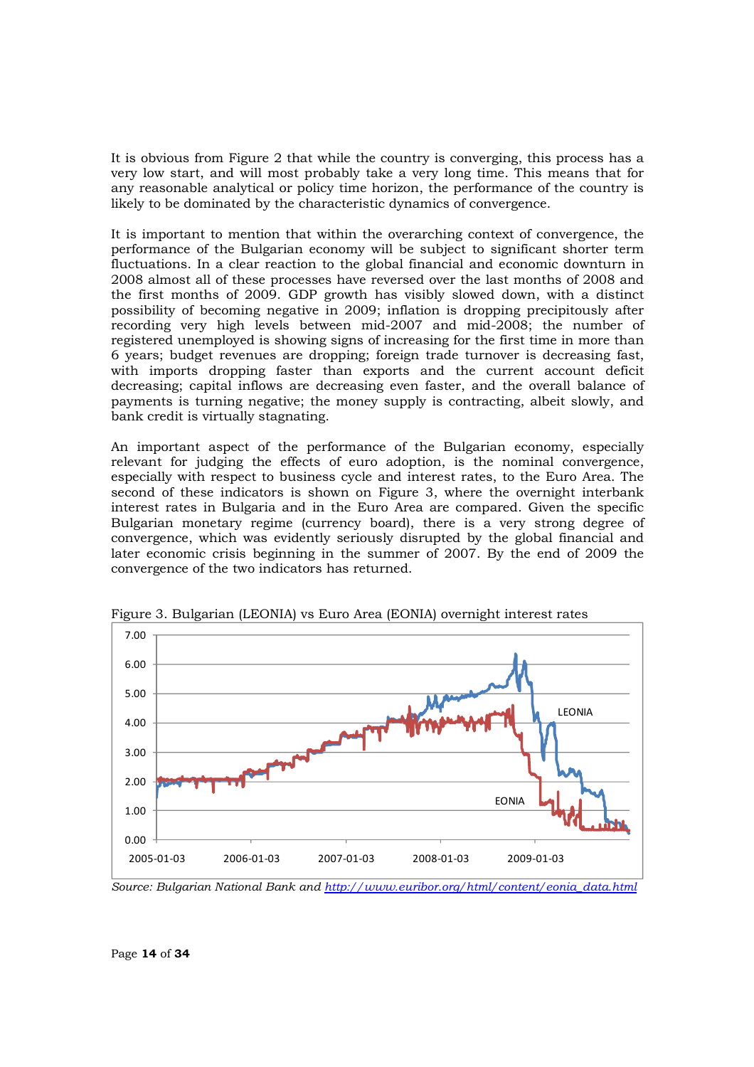It is obvious from Figure 2 that while the country is converging, this process has a very low start, and will most probably take a very long time. This means that for any reasonable analytical or policy time horizon, the performance of the country is likely to be dominated by the characteristic dynamics of convergence.

It is important to mention that within the overarching context of convergence, the performance of the Bulgarian economy will be subject to significant shorter term fluctuations. In a clear reaction to the global financial and economic downturn in 2008 almost all of these processes have reversed over the last months of 2008 and the first months of 2009. GDP growth has visibly slowed down, with a distinct possibility of becoming negative in 2009; inflation is dropping precipitously after recording very high levels between mid-2007 and mid-2008; the number of registered unemployed is showing signs of increasing for the first time in more than 6 years; budget revenues are dropping; foreign trade turnover is decreasing fast, with imports dropping faster than exports and the current account deficit decreasing; capital inflows are decreasing even faster, and the overall balance of payments is turning negative; the money supply is contracting, albeit slowly, and bank credit is virtually stagnating.

An important aspect of the performance of the Bulgarian economy, especially relevant for judging the effects of euro adoption, is the nominal convergence, especially with respect to business cycle and interest rates, to the Euro Area. The second of these indicators is shown on Figure 3, where the overnight interbank interest rates in Bulgaria and in the Euro Area are compared. Given the specific Bulgarian monetary regime (currency board), there is a very strong degree of convergence, which was evidently seriously disrupted by the global financial and later economic crisis beginning in the summer of 2007. By the end of 2009 the convergence of the two indicators has returned.

Figure 3. Bulgarian (LEONIA) vs Euro Area (EONIA) overnight interest rates

*Source: Bulgarian National Bank and http://www.euribor.org/html/content/eonia_data.html*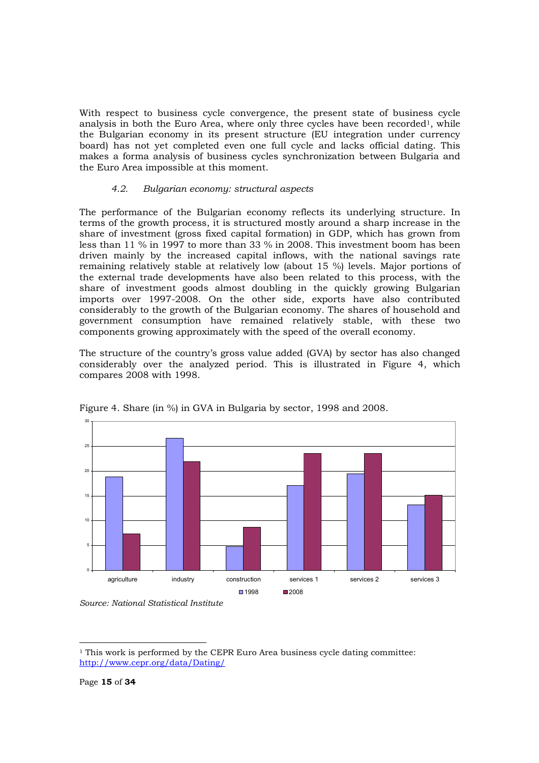With respect to business cycle convergence, the present state of business cycle analysis in both the Euro Area, where only three cycles have been recorded[1], while the Bulgarian economy in its present structure (EU integration under currency board) has not yet completed even one full cycle and lacks official dating. This makes a forma analysis of business cycles synchronization between Bulgaria and the Euro Area impossible at this moment.

### *4.2. Bulgarian economy: structural aspects*

The performance of the Bulgarian economy reflects its underlying structure. In terms of the growth process, it is structured mostly around a sharp increase in the share of investment (gross fixed capital formation) in GDP, which has grown from less than 11 % in 1997 to more than 33 % in 2008. This investment boom has been driven mainly by the increased capital inflows, with the national savings rate remaining relatively stable at relatively low (about 15 %) levels. Major portions of the external trade developments have also been related to this process, with the share of investment goods almost doubling in the quickly growing Bulgarian imports over 1997-2008. On the other side, exports have also contributed considerably to the growth of the Bulgarian economy. The shares of household and government consumption have remained relatively stable, with these two components growing approximately with the speed of the overall economy.

The structure of the country's gross value added (GVA) by sector has also changed considerably over the analyzed period. This is illustrated in Figure 4, which compares 2008 with 1998.

Figure 4. Share (in %) in GVA in Bulgaria by sector, 1998 and 2008.

*Source: National Statistical Institute*

[1] This work is performed by the CEPR Euro Area business cycle dating committee: http://www.cepr.org/data/Dating/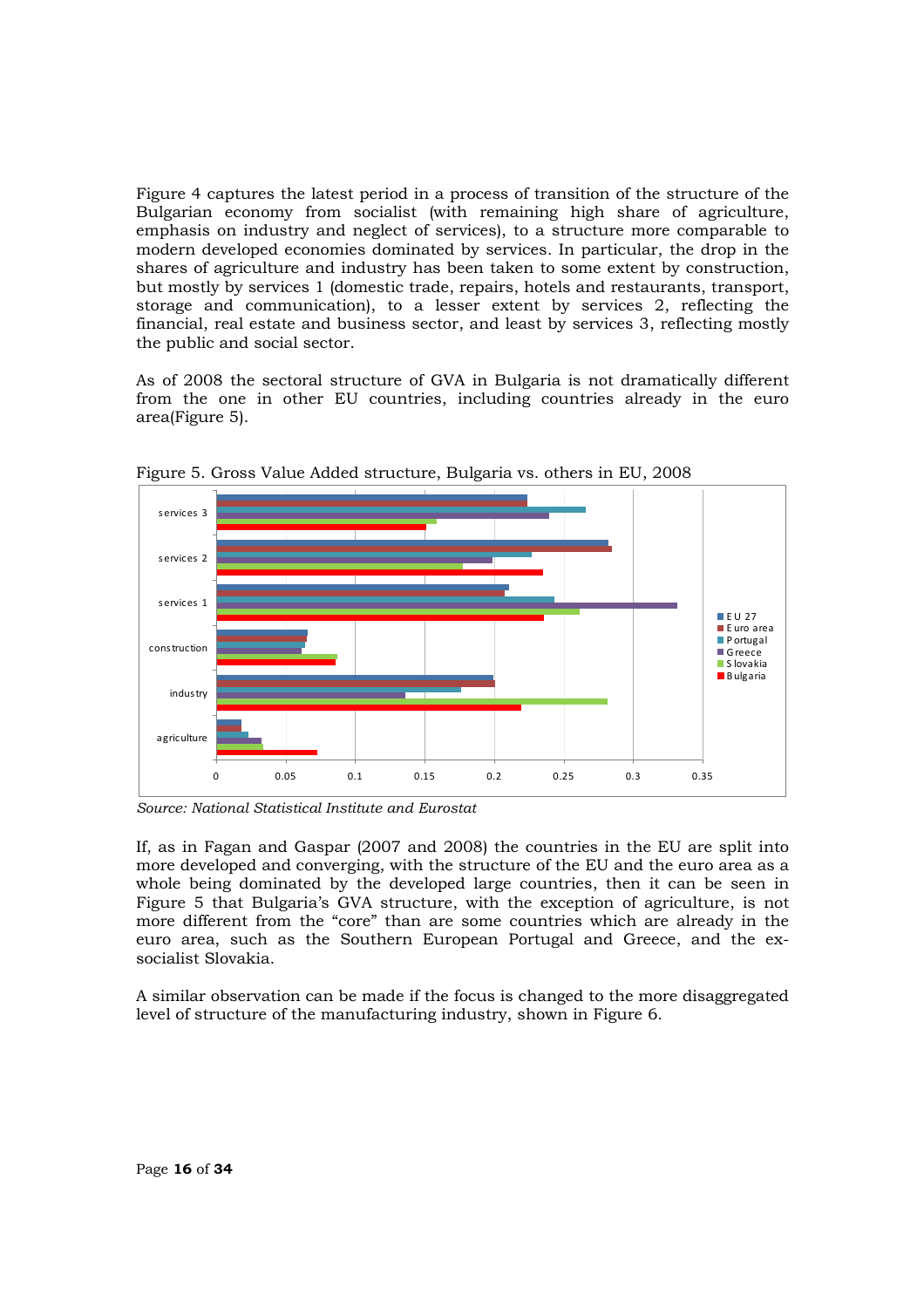Figure 4 captures the latest period in a process of transition of the structure of the Bulgarian economy from socialist (with remaining high share of agriculture, emphasis on industry and neglect of services), to a structure more comparable to modern developed economies dominated by services. In particular, the drop in the shares of agriculture and industry has been taken to some extent by construction, but mostly by services 1 (domestic trade, repairs, hotels and restaurants, transport, storage and communication), to a lesser extent by services 2, reflecting the financial, real estate and business sector, and least by services 3, reflecting mostly the public and social sector.

As of 2008 the sectoral structure of GVA in Bulgaria is not dramatically different from the one in other EU countries, including countries already in the euro area(Figure 5).

Figure 5. Gross Value Added structure, Bulgaria vs. others in EU, 2008

*Source: National Statistical Institute and Eurostat*

If, as in Fagan and Gaspar (2007 and 2008) the countries in the EU are split into more developed and converging, with the structure of the EU and the euro area as a whole being dominated by the developed large countries, then it can be seen in Figure 5 that Bulgaria's GVA structure, with the exception of agriculture, is not more different from the "core" than are some countries which are already in the euro area, such as the Southern European Portugal and Greece, and the ex-socialist Slovakia.

A similar observation can be made if the focus is changed to the more disaggregated level of structure of the manufacturing industry, shown in Figure 6.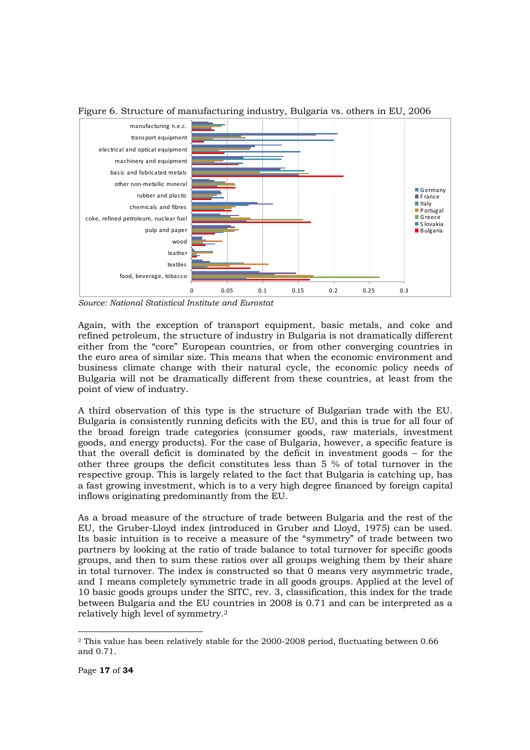Figure 6. Structure of manufacturing industry, Bulgaria vs. others in EU, 2006

*Source: National Statistical Institute and Eurostat*

Again, with the exception of transport equipment, basic metals, and coke and refined petroleum, the structure of industry in Bulgaria is not dramatically different either from the "core" European countries, or from other converging countries in the euro area of similar size. This means that when the economic environment and business climate change with their natural cycle, the economic policy needs of Bulgaria will not be dramatically different from these countries, at least from the point of view of industry.

A third observation of this type is the structure of Bulgarian trade with the EU. Bulgaria is consistently running deficits with the EU, and this is true for all four of the broad foreign trade categories (consumer goods, raw materials, investment goods, and energy products). For the case of Bulgaria, however, a specific feature is that the overall deficit is dominated by the deficit in investment goods – for the other three groups the deficit constitutes less than 5 % of total turnover in the respective group. This is largely related to the fact that Bulgaria is catching up, has a fast growing investment, which is to a very high degree financed by foreign capital inflows originating predominantly from the EU.

As a broad measure of the structure of trade between Bulgaria and the rest of the EU, the Gruber-Lloyd index (introduced in Gruber and Lloyd, 1975) can be used. Its basic intuition is to receive a measure of the "symmetry" of trade between two partners by looking at the ratio of trade balance to total turnover for specific goods groups, and then to sum these ratios over all groups weighing them by their share in total turnover. The index is constructed so that 0 means very asymmetric trade, and 1 means completely symmetric trade in all goods groups. Applied at the level of 10 basic goods groups under the SITC, rev. 3, classification, this index for the trade between Bulgaria and the EU countries in 2008 is 0.71 and can be interpreted as a relatively high level of symmetry.[2]

---

[2] This value has been relatively stable for the 2000-2008 period, fluctuating between 0.66 and 0.71.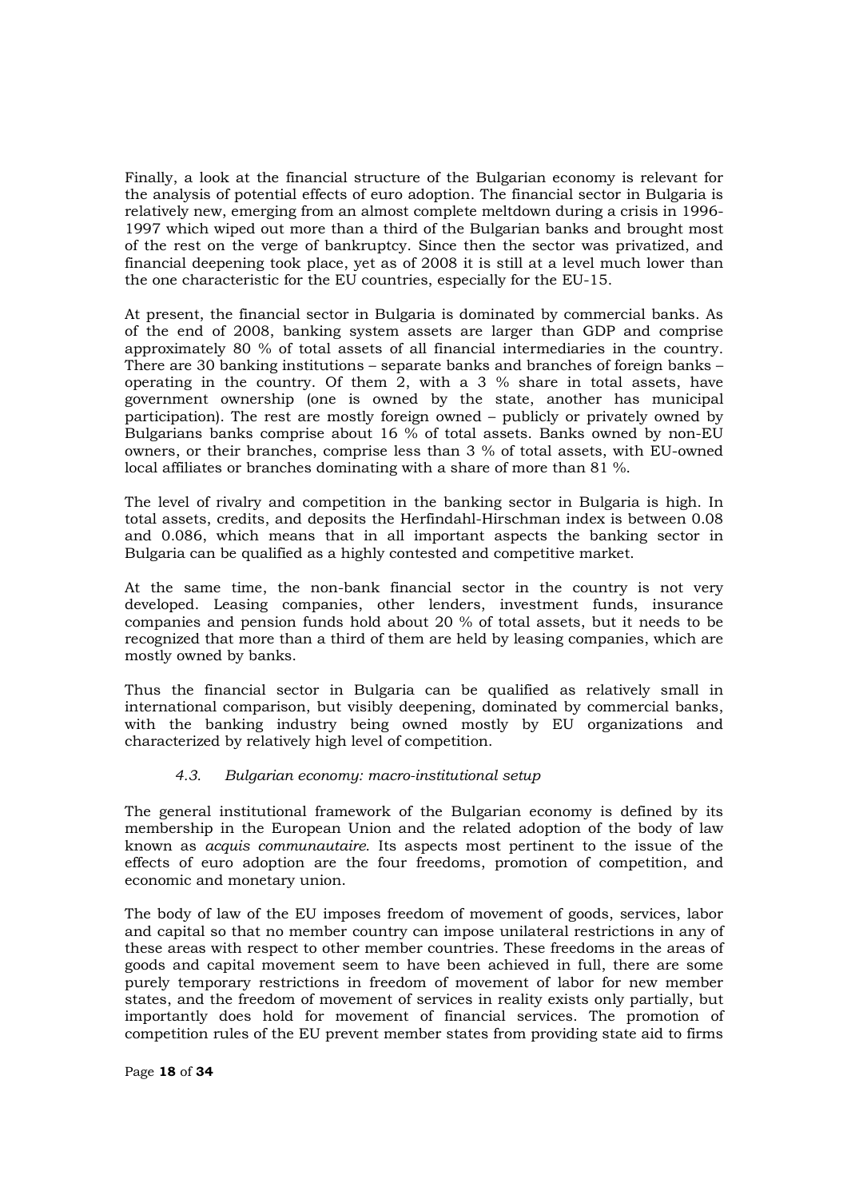Finally, a look at the financial structure of the Bulgarian economy is relevant for the analysis of potential effects of euro adoption. The financial sector in Bulgaria is relatively new, emerging from an almost complete meltdown during a crisis in 1996-1997 which wiped out more than a third of the Bulgarian banks and brought most of the rest on the verge of bankruptcy. Since then the sector was privatized, and financial deepening took place, yet as of 2008 it is still at a level much lower than the one characteristic for the EU countries, especially for the EU-15.

At present, the financial sector in Bulgaria is dominated by commercial banks. As of the end of 2008, banking system assets are larger than GDP and comprise approximately 80 % of total assets of all financial intermediaries in the country. There are 30 banking institutions – separate banks and branches of foreign banks – operating in the country. Of them 2, with a 3 % share in total assets, have government ownership (one is owned by the state, another has municipal participation). The rest are mostly foreign owned – publicly or privately owned by Bulgarians banks comprise about 16 % of total assets. Banks owned by non-EU owners, or their branches, comprise less than 3 % of total assets, with EU-owned local affiliates or branches dominating with a share of more than 81 %.

The level of rivalry and competition in the banking sector in Bulgaria is high. In total assets, credits, and deposits the Herfindahl-Hirschman index is between 0.08 and 0.086, which means that in all important aspects the banking sector in Bulgaria can be qualified as a highly contested and competitive market.

At the same time, the non-bank financial sector in the country is not very developed. Leasing companies, other lenders, investment funds, insurance companies and pension funds hold about 20 % of total assets, but it needs to be recognized that more than a third of them are held by leasing companies, which are mostly owned by banks.

Thus the financial sector in Bulgaria can be qualified as relatively small in international comparison, but visibly deepening, dominated by commercial banks, with the banking industry being owned mostly by EU organizations and characterized by relatively high level of competition.

### *4.3. Bulgarian economy: macro-institutional setup*

The general institutional framework of the Bulgarian economy is defined by its membership in the European Union and the related adoption of the body of law known as *acquis communautaire*. Its aspects most pertinent to the issue of the effects of euro adoption are the four freedoms, promotion of competition, and economic and monetary union.

The body of law of the EU imposes freedom of movement of goods, services, labor and capital so that no member country can impose unilateral restrictions in any of these areas with respect to other member countries. These freedoms in the areas of goods and capital movement seem to have been achieved in full, there are some purely temporary restrictions in freedom of movement of labor for new member states, and the freedom of movement of services in reality exists only partially, but importantly does hold for movement of financial services. The promotion of competition rules of the EU prevent member states from providing state aid to firms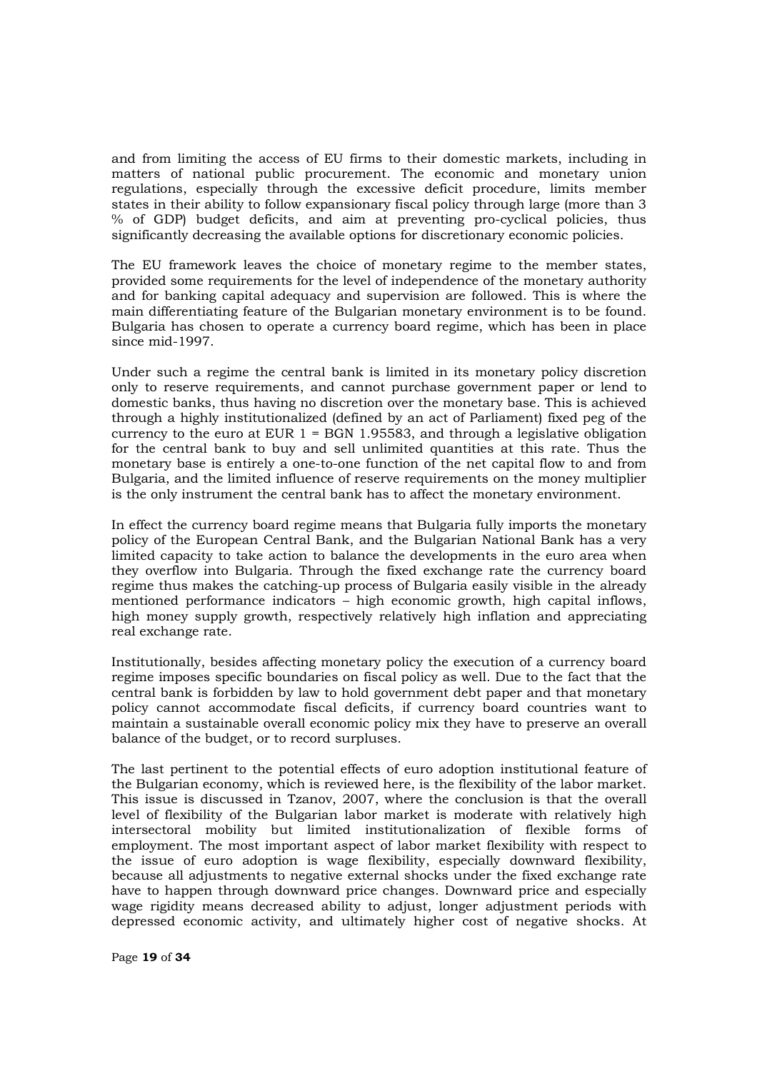and from limiting the access of EU firms to their domestic markets, including in matters of national public procurement. The economic and monetary union regulations, especially through the excessive deficit procedure, limits member states in their ability to follow expansionary fiscal policy through large (more than 3 % of GDP) budget deficits, and aim at preventing pro-cyclical policies, thus significantly decreasing the available options for discretionary economic policies.

The EU framework leaves the choice of monetary regime to the member states, provided some requirements for the level of independence of the monetary authority and for banking capital adequacy and supervision are followed. This is where the main differentiating feature of the Bulgarian monetary environment is to be found. Bulgaria has chosen to operate a currency board regime, which has been in place since mid-1997.

Under such a regime the central bank is limited in its monetary policy discretion only to reserve requirements, and cannot purchase government paper or lend to domestic banks, thus having no discretion over the monetary base. This is achieved through a highly institutionalized (defined by an act of Parliament) fixed peg of the currency to the euro at EUR 1 = BGN 1.95583, and through a legislative obligation for the central bank to buy and sell unlimited quantities at this rate. Thus the monetary base is entirely a one-to-one function of the net capital flow to and from Bulgaria, and the limited influence of reserve requirements on the money multiplier is the only instrument the central bank has to affect the monetary environment.

In effect the currency board regime means that Bulgaria fully imports the monetary policy of the European Central Bank, and the Bulgarian National Bank has a very limited capacity to take action to balance the developments in the euro area when they overflow into Bulgaria. Through the fixed exchange rate the currency board regime thus makes the catching-up process of Bulgaria easily visible in the already mentioned performance indicators – high economic growth, high capital inflows, high money supply growth, respectively relatively high inflation and appreciating real exchange rate.

Institutionally, besides affecting monetary policy the execution of a currency board regime imposes specific boundaries on fiscal policy as well. Due to the fact that the central bank is forbidden by law to hold government debt paper and that monetary policy cannot accommodate fiscal deficits, if currency board countries want to maintain a sustainable overall economic policy mix they have to preserve an overall balance of the budget, or to record surpluses.

The last pertinent to the potential effects of euro adoption institutional feature of the Bulgarian economy, which is reviewed here, is the flexibility of the labor market. This issue is discussed in Tzanov, 2007, where the conclusion is that the overall level of flexibility of the Bulgarian labor market is moderate with relatively high intersectoral mobility but limited institutionalization of flexible forms of employment. The most important aspect of labor market flexibility with respect to the issue of euro adoption is wage flexibility, especially downward flexibility, because all adjustments to negative external shocks under the fixed exchange rate have to happen through downward price changes. Downward price and especially wage rigidity means decreased ability to adjust, longer adjustment periods with depressed economic activity, and ultimately higher cost of negative shocks. At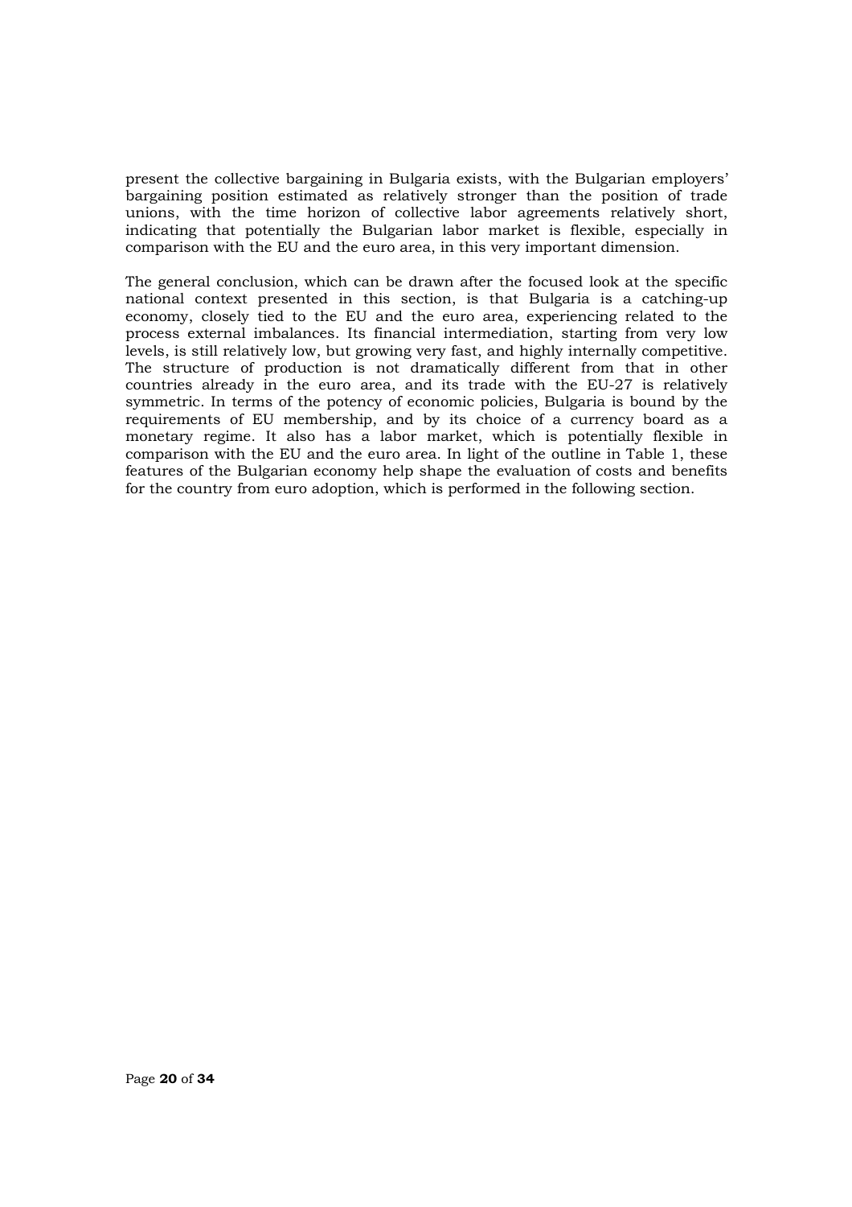present the collective bargaining in Bulgaria exists, with the Bulgarian employers' bargaining position estimated as relatively stronger than the position of trade unions, with the time horizon of collective labor agreements relatively short, indicating that potentially the Bulgarian labor market is flexible, especially in comparison with the EU and the euro area, in this very important dimension.

The general conclusion, which can be drawn after the focused look at the specific national context presented in this section, is that Bulgaria is a catching-up economy, closely tied to the EU and the euro area, experiencing related to the process external imbalances. Its financial intermediation, starting from very low levels, is still relatively low, but growing very fast, and highly internally competitive. The structure of production is not dramatically different from that in other countries already in the euro area, and its trade with the EU-27 is relatively symmetric. In terms of the potency of economic policies, Bulgaria is bound by the requirements of EU membership, and by its choice of a currency board as a monetary regime. It also has a labor market, which is potentially flexible in comparison with the EU and the euro area. In light of the outline in Table 1, these features of the Bulgarian economy help shape the evaluation of costs and benefits for the country from euro adoption, which is performed in the following section.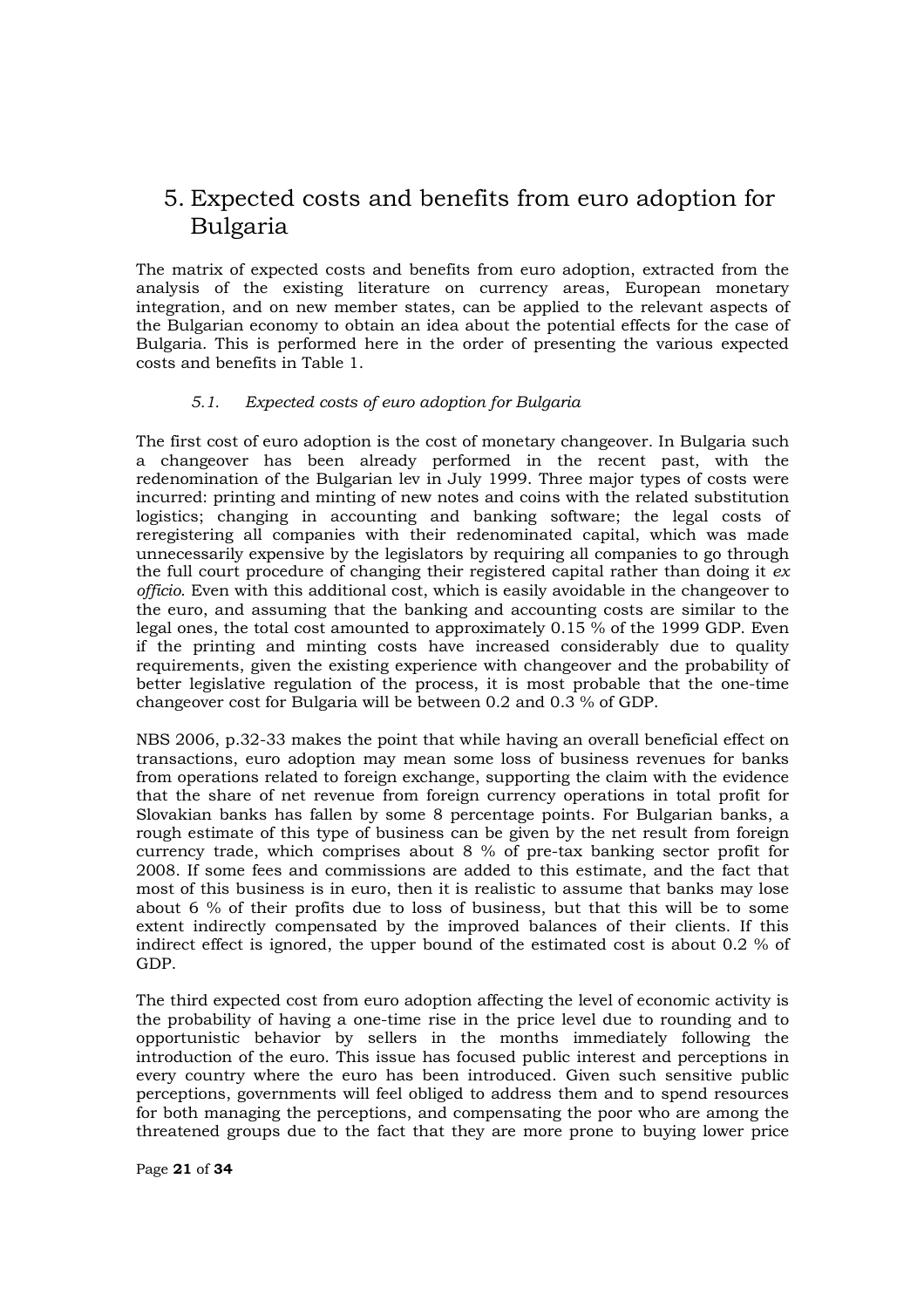# 5. Expected costs and benefits from euro adoption for Bulgaria

The matrix of expected costs and benefits from euro adoption, extracted from the analysis of the existing literature on currency areas, European monetary integration, and on new member states, can be applied to the relevant aspects of the Bulgarian economy to obtain an idea about the potential effects for the case of Bulgaria. This is performed here in the order of presenting the various expected costs and benefits in Table 1.

## *5.1. Expected costs of euro adoption for Bulgaria*

The first cost of euro adoption is the cost of monetary changeover. In Bulgaria such a changeover has been already performed in the recent past, with the redenomination of the Bulgarian lev in July 1999. Three major types of costs were incurred: printing and minting of new notes and coins with the related substitution logistics; changing in accounting and banking software; the legal costs of reregistering all companies with their redenominated capital, which was made unnecessarily expensive by the legislators by requiring all companies to go through the full court procedure of changing their registered capital rather than doing it *ex officio*. Even with this additional cost, which is easily avoidable in the changeover to the euro, and assuming that the banking and accounting costs are similar to the legal ones, the total cost amounted to approximately 0.15 % of the 1999 GDP. Even if the printing and minting costs have increased considerably due to quality requirements, given the existing experience with changeover and the probability of better legislative regulation of the process, it is most probable that the one-time changeover cost for Bulgaria will be between 0.2 and 0.3 % of GDP.

NBS 2006, p.32-33 makes the point that while having an overall beneficial effect on transactions, euro adoption may mean some loss of business revenues for banks from operations related to foreign exchange, supporting the claim with the evidence that the share of net revenue from foreign currency operations in total profit for Slovakian banks has fallen by some 8 percentage points. For Bulgarian banks, a rough estimate of this type of business can be given by the net result from foreign currency trade, which comprises about 8 % of pre-tax banking sector profit for 2008. If some fees and commissions are added to this estimate, and the fact that most of this business is in euro, then it is realistic to assume that banks may lose about 6 % of their profits due to loss of business, but that this will be to some extent indirectly compensated by the improved balances of their clients. If this indirect effect is ignored, the upper bound of the estimated cost is about 0.2 % of GDP.

The third expected cost from euro adoption affecting the level of economic activity is the probability of having a one-time rise in the price level due to rounding and to opportunistic behavior by sellers in the months immediately following the introduction of the euro. This issue has focused public interest and perceptions in every country where the euro has been introduced. Given such sensitive public perceptions, governments will feel obliged to address them and to spend resources for both managing the perceptions, and compensating the poor who are among the threatened groups due to the fact that they are more prone to buying lower price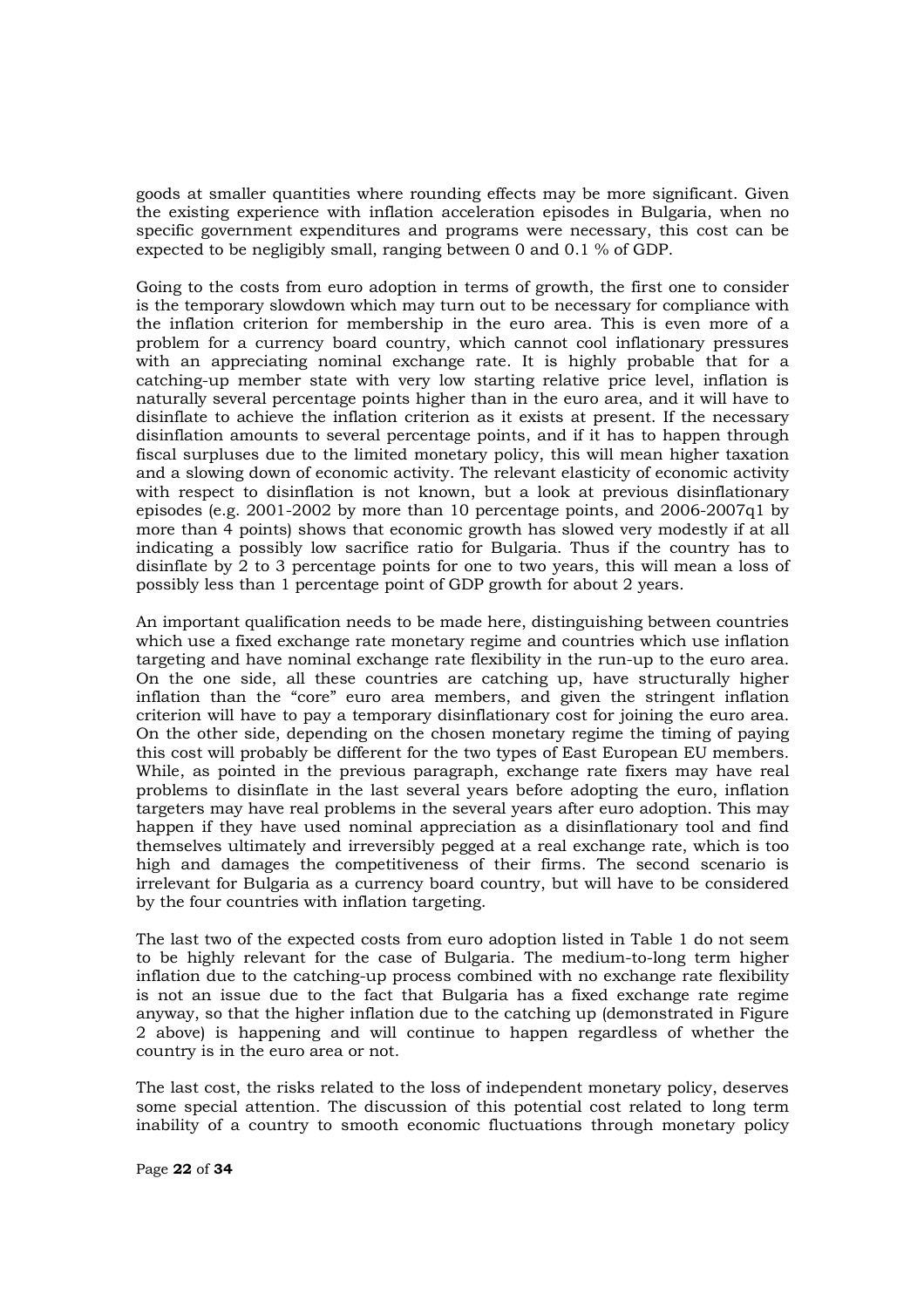goods at smaller quantities where rounding effects may be more significant. Given the existing experience with inflation acceleration episodes in Bulgaria, when no specific government expenditures and programs were necessary, this cost can be expected to be negligibly small, ranging between 0 and 0.1 % of GDP.

Going to the costs from euro adoption in terms of growth, the first one to consider is the temporary slowdown which may turn out to be necessary for compliance with the inflation criterion for membership in the euro area. This is even more of a problem for a currency board country, which cannot cool inflationary pressures with an appreciating nominal exchange rate. It is highly probable that for a catching-up member state with very low starting relative price level, inflation is naturally several percentage points higher than in the euro area, and it will have to disinflate to achieve the inflation criterion as it exists at present. If the necessary disinflation amounts to several percentage points, and if it has to happen through fiscal surpluses due to the limited monetary policy, this will mean higher taxation and a slowing down of economic activity. The relevant elasticity of economic activity with respect to disinflation is not known, but a look at previous disinflationary episodes (e.g. 2001-2002 by more than 10 percentage points, and 2006-2007q1 by more than 4 points) shows that economic growth has slowed very modestly if at all indicating a possibly low sacrifice ratio for Bulgaria. Thus if the country has to disinflate by 2 to 3 percentage points for one to two years, this will mean a loss of possibly less than 1 percentage point of GDP growth for about 2 years.

An important qualification needs to be made here, distinguishing between countries which use a fixed exchange rate monetary regime and countries which use inflation targeting and have nominal exchange rate flexibility in the run-up to the euro area. On the one side, all these countries are catching up, have structurally higher inflation than the "core" euro area members, and given the stringent inflation criterion will have to pay a temporary disinflationary cost for joining the euro area. On the other side, depending on the chosen monetary regime the timing of paying this cost will probably be different for the two types of East European EU members. While, as pointed in the previous paragraph, exchange rate fixers may have real problems to disinflate in the last several years before adopting the euro, inflation targeters may have real problems in the several years after euro adoption. This may happen if they have used nominal appreciation as a disinflationary tool and find themselves ultimately and irreversibly pegged at a real exchange rate, which is too high and damages the competitiveness of their firms. The second scenario is irrelevant for Bulgaria as a currency board country, but will have to be considered by the four countries with inflation targeting.

The last two of the expected costs from euro adoption listed in Table 1 do not seem to be highly relevant for the case of Bulgaria. The medium-to-long term higher inflation due to the catching-up process combined with no exchange rate flexibility is not an issue due to the fact that Bulgaria has a fixed exchange rate regime anyway, so that the higher inflation due to the catching up (demonstrated in Figure 2 above) is happening and will continue to happen regardless of whether the country is in the euro area or not.

The last cost, the risks related to the loss of independent monetary policy, deserves some special attention. The discussion of this potential cost related to long term inability of a country to smooth economic fluctuations through monetary policy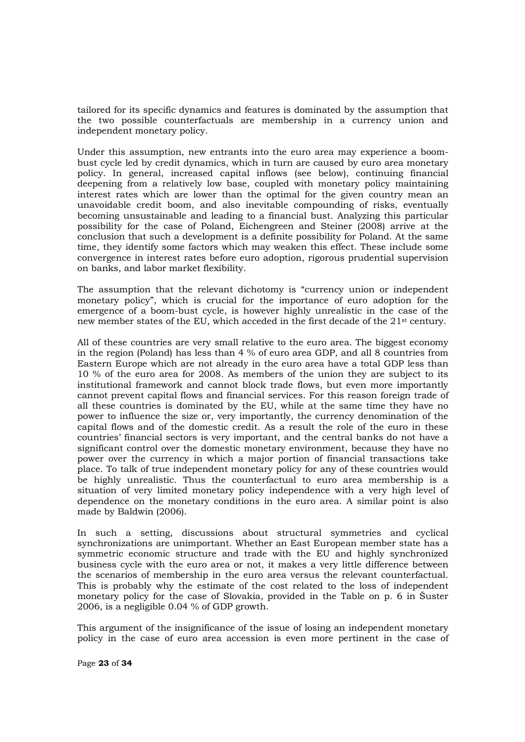tailored for its specific dynamics and features is dominated by the assumption that the two possible counterfactuals are membership in a currency union and independent monetary policy.

Under this assumption, new entrants into the euro area may experience a boom-bust cycle led by credit dynamics, which in turn are caused by euro area monetary policy. In general, increased capital inflows (see below), continuing financial deepening from a relatively low base, coupled with monetary policy maintaining interest rates which are lower than the optimal for the given country mean an unavoidable credit boom, and also inevitable compounding of risks, eventually becoming unsustainable and leading to a financial bust. Analyzing this particular possibility for the case of Poland, Eichengreen and Steiner (2008) arrive at the conclusion that such a development is a definite possibility for Poland. At the same time, they identify some factors which may weaken this effect. These include some convergence in interest rates before euro adoption, rigorous prudential supervision on banks, and labor market flexibility.

The assumption that the relevant dichotomy is "currency union or independent monetary policy", which is crucial for the importance of euro adoption for the emergence of a boom-bust cycle, is however highly unrealistic in the case of the new member states of the EU, which acceded in the first decade of the 21st century.

All of these countries are very small relative to the euro area. The biggest economy in the region (Poland) has less than 4 % of euro area GDP, and all 8 countries from Eastern Europe which are not already in the euro area have a total GDP less than 10 % of the euro area for 2008. As members of the union they are subject to its institutional framework and cannot block trade flows, but even more importantly cannot prevent capital flows and financial services. For this reason foreign trade of all these countries is dominated by the EU, while at the same time they have no power to influence the size or, very importantly, the currency denomination of the capital flows and of the domestic credit. As a result the role of the euro in these countries' financial sectors is very important, and the central banks do not have a significant control over the domestic monetary environment, because they have no power over the currency in which a major portion of financial transactions take place. To talk of true independent monetary policy for any of these countries would be highly unrealistic. Thus the counterfactual to euro area membership is a situation of very limited monetary policy independence with a very high level of dependence on the monetary conditions in the euro area. A similar point is also made by Baldwin (2006).

In such a setting, discussions about structural symmetries and cyclical synchronizations are unimportant. Whether an East European member state has a symmetric economic structure and trade with the EU and highly synchronized business cycle with the euro area or not, it makes a very little difference between the scenarios of membership in the euro area versus the relevant counterfactual. This is probably why the estimate of the cost related to the loss of independent monetary policy for the case of Slovakia, provided in the Table on p. 6 in Šuster 2006, is a negligible 0.04 % of GDP growth.

This argument of the insignificance of the issue of losing an independent monetary policy in the case of euro area accession is even more pertinent in the case of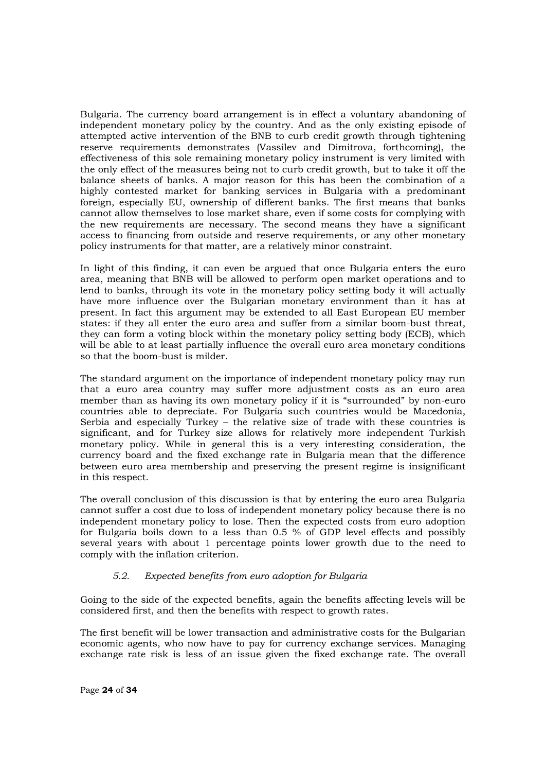Bulgaria. The currency board arrangement is in effect a voluntary abandoning of independent monetary policy by the country. And as the only existing episode of attempted active intervention of the BNB to curb credit growth through tightening reserve requirements demonstrates (Vassilev and Dimitrova, forthcoming), the effectiveness of this sole remaining monetary policy instrument is very limited with the only effect of the measures being not to curb credit growth, but to take it off the balance sheets of banks. A major reason for this has been the combination of a highly contested market for banking services in Bulgaria with a predominant foreign, especially EU, ownership of different banks. The first means that banks cannot allow themselves to lose market share, even if some costs for complying with the new requirements are necessary. The second means they have a significant access to financing from outside and reserve requirements, or any other monetary policy instruments for that matter, are a relatively minor constraint.

In light of this finding, it can even be argued that once Bulgaria enters the euro area, meaning that BNB will be allowed to perform open market operations and to lend to banks, through its vote in the monetary policy setting body it will actually have more influence over the Bulgarian monetary environment than it has at present. In fact this argument may be extended to all East European EU member states: if they all enter the euro area and suffer from a similar boom-bust threat, they can form a voting block within the monetary policy setting body (ECB), which will be able to at least partially influence the overall euro area monetary conditions so that the boom-bust is milder.

The standard argument on the importance of independent monetary policy may run that a euro area country may suffer more adjustment costs as an euro area member than as having its own monetary policy if it is "surrounded" by non-euro countries able to depreciate. For Bulgaria such countries would be Macedonia, Serbia and especially Turkey – the relative size of trade with these countries is significant, and for Turkey size allows for relatively more independent Turkish monetary policy. While in general this is a very interesting consideration, the currency board and the fixed exchange rate in Bulgaria mean that the difference between euro area membership and preserving the present regime is insignificant in this respect.

The overall conclusion of this discussion is that by entering the euro area Bulgaria cannot suffer a cost due to loss of independent monetary policy because there is no independent monetary policy to lose. Then the expected costs from euro adoption for Bulgaria boils down to a less than 0.5 % of GDP level effects and possibly several years with about 1 percentage points lower growth due to the need to comply with the inflation criterion.

### *5.2. Expected benefits from euro adoption for Bulgaria*

Going to the side of the expected benefits, again the benefits affecting levels will be considered first, and then the benefits with respect to growth rates.

The first benefit will be lower transaction and administrative costs for the Bulgarian economic agents, who now have to pay for currency exchange services. Managing exchange rate risk is less of an issue given the fixed exchange rate. The overall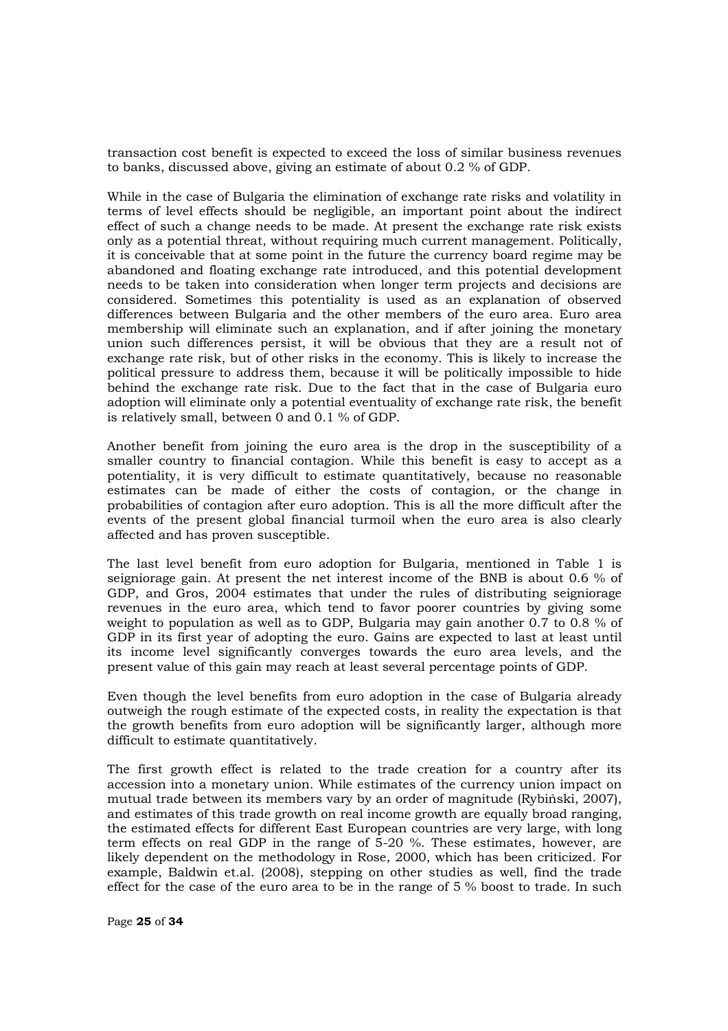transaction cost benefit is expected to exceed the loss of similar business revenues to banks, discussed above, giving an estimate of about 0.2 % of GDP.

While in the case of Bulgaria the elimination of exchange rate risks and volatility in terms of level effects should be negligible, an important point about the indirect effect of such a change needs to be made. At present the exchange rate risk exists only as a potential threat, without requiring much current management. Politically, it is conceivable that at some point in the future the currency board regime may be abandoned and floating exchange rate introduced, and this potential development needs to be taken into consideration when longer term projects and decisions are considered. Sometimes this potentiality is used as an explanation of observed differences between Bulgaria and the other members of the euro area. Euro area membership will eliminate such an explanation, and if after joining the monetary union such differences persist, it will be obvious that they are a result not of exchange rate risk, but of other risks in the economy. This is likely to increase the political pressure to address them, because it will be politically impossible to hide behind the exchange rate risk. Due to the fact that in the case of Bulgaria euro adoption will eliminate only a potential eventuality of exchange rate risk, the benefit is relatively small, between 0 and 0.1 % of GDP.

Another benefit from joining the euro area is the drop in the susceptibility of a smaller country to financial contagion. While this benefit is easy to accept as a potentiality, it is very difficult to estimate quantitatively, because no reasonable estimates can be made of either the costs of contagion, or the change in probabilities of contagion after euro adoption. This is all the more difficult after the events of the present global financial turmoil when the euro area is also clearly affected and has proven susceptible.

The last level benefit from euro adoption for Bulgaria, mentioned in Table 1 is seigniorage gain. At present the net interest income of the BNB is about 0.6 % of GDP, and Gros, 2004 estimates that under the rules of distributing seigniorage revenues in the euro area, which tend to favor poorer countries by giving some weight to population as well as to GDP, Bulgaria may gain another 0.7 to 0.8 % of GDP in its first year of adopting the euro. Gains are expected to last at least until its income level significantly converges towards the euro area levels, and the present value of this gain may reach at least several percentage points of GDP.

Even though the level benefits from euro adoption in the case of Bulgaria already outweigh the rough estimate of the expected costs, in reality the expectation is that the growth benefits from euro adoption will be significantly larger, although more difficult to estimate quantitatively.

The first growth effect is related to the trade creation for a country after its accession into a monetary union. While estimates of the currency union impact on mutual trade between its members vary by an order of magnitude (Rybiński, 2007), and estimates of this trade growth on real income growth are equally broad ranging, the estimated effects for different East European countries are very large, with long term effects on real GDP in the range of 5-20 %. These estimates, however, are likely dependent on the methodology in Rose, 2000, which has been criticized. For example, Baldwin et.al. (2008), stepping on other studies as well, find the trade effect for the case of the euro area to be in the range of 5 % boost to trade. In such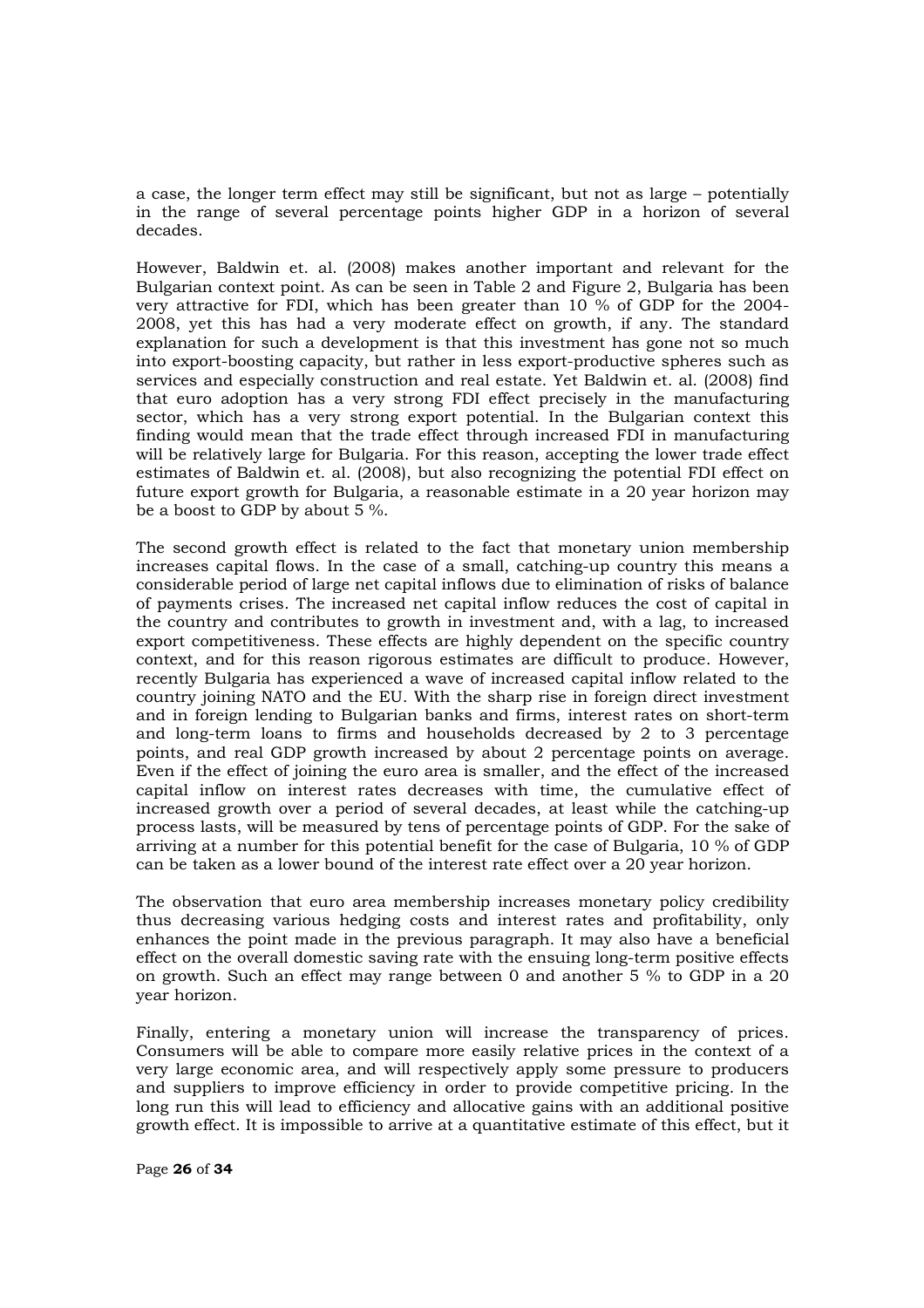a case, the longer term effect may still be significant, but not as large – potentially in the range of several percentage points higher GDP in a horizon of several decades.

However, Baldwin et. al. (2008) makes another important and relevant for the Bulgarian context point. As can be seen in Table 2 and Figure 2, Bulgaria has been very attractive for FDI, which has been greater than 10 % of GDP for the 2004-2008, yet this has had a very moderate effect on growth, if any. The standard explanation for such a development is that this investment has gone not so much into export-boosting capacity, but rather in less export-productive spheres such as services and especially construction and real estate. Yet Baldwin et. al. (2008) find that euro adoption has a very strong FDI effect precisely in the manufacturing sector, which has a very strong export potential. In the Bulgarian context this finding would mean that the trade effect through increased FDI in manufacturing will be relatively large for Bulgaria. For this reason, accepting the lower trade effect estimates of Baldwin et. al. (2008), but also recognizing the potential FDI effect on future export growth for Bulgaria, a reasonable estimate in a 20 year horizon may be a boost to GDP by about 5 %.

The second growth effect is related to the fact that monetary union membership increases capital flows. In the case of a small, catching-up country this means a considerable period of large net capital inflows due to elimination of risks of balance of payments crises. The increased net capital inflow reduces the cost of capital in the country and contributes to growth in investment and, with a lag, to increased export competitiveness. These effects are highly dependent on the specific country context, and for this reason rigorous estimates are difficult to produce. However, recently Bulgaria has experienced a wave of increased capital inflow related to the country joining NATO and the EU. With the sharp rise in foreign direct investment and in foreign lending to Bulgarian banks and firms, interest rates on short-term and long-term loans to firms and households decreased by 2 to 3 percentage points, and real GDP growth increased by about 2 percentage points on average. Even if the effect of joining the euro area is smaller, and the effect of the increased capital inflow on interest rates decreases with time, the cumulative effect of increased growth over a period of several decades, at least while the catching-up process lasts, will be measured by tens of percentage points of GDP. For the sake of arriving at a number for this potential benefit for the case of Bulgaria, 10 % of GDP can be taken as a lower bound of the interest rate effect over a 20 year horizon.

The observation that euro area membership increases monetary policy credibility thus decreasing various hedging costs and interest rates and profitability, only enhances the point made in the previous paragraph. It may also have a beneficial effect on the overall domestic saving rate with the ensuing long-term positive effects on growth. Such an effect may range between 0 and another 5 % to GDP in a 20 year horizon.

Finally, entering a monetary union will increase the transparency of prices. Consumers will be able to compare more easily relative prices in the context of a very large economic area, and will respectively apply some pressure to producers and suppliers to improve efficiency in order to provide competitive pricing. In the long run this will lead to efficiency and allocative gains with an additional positive growth effect. It is impossible to arrive at a quantitative estimate of this effect, but it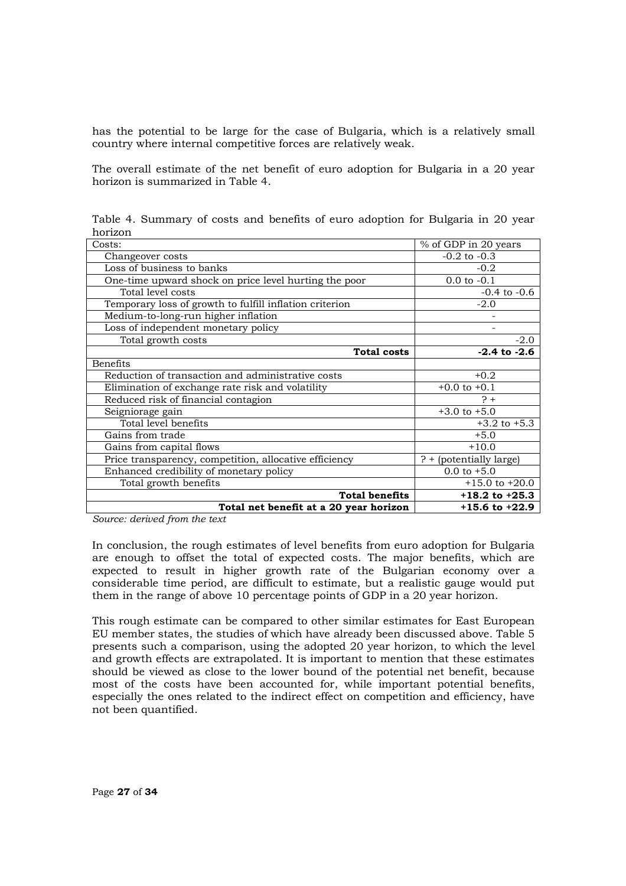has the potential to be large for the case of Bulgaria, which is a relatively small country where internal competitive forces are relatively weak.

The overall estimate of the net benefit of euro adoption for Bulgaria in a 20 year horizon is summarized in Table 4.

Table 4. Summary of costs and benefits of euro adoption for Bulgaria in 20 year horizon

| Costs: | % of GDP in 20 years |
|---|---|
| Changeover costs | -0.2 to -0.3 |
| Loss of business to banks | -0.2 |
| One-time upward shock on price level hurting the poor | 0.0 to -0.1 |
| Total level costs | -0.4 to -0.6 |
| Temporary loss of growth to fulfill inflation criterion | -2.0 |
| Medium-to-long-run higher inflation | - |
| Loss of independent monetary policy | - |
| Total growth costs | -2.0 |
| **Total costs** | **-2.4 to -2.6** |
| Benefits | |
| Reduction of transaction and administrative costs | +0.2 |
| Elimination of exchange rate risk and volatility | +0.0 to +0.1 |
| Reduced risk of financial contagion | ? + |
| Seigniorage gain | +3.0 to +5.0 |
| Total level benefits | +3.2 to +5.3 |
| Gains from trade | +5.0 |
| Gains from capital flows | +10.0 |
| Price transparency, competition, allocative efficiency | ? + (potentially large) |
| Enhanced credibility of monetary policy | 0.0 to +5.0 |
| Total growth benefits | +15.0 to +20.0 |
| **Total benefits** | **+18.2 to +25.3** |
| **Total net benefit at a 20 year horizon** | **+15.6 to +22.9** |

*Source: derived from the text*

In conclusion, the rough estimates of level benefits from euro adoption for Bulgaria are enough to offset the total of expected costs. The major benefits, which are expected to result in higher growth rate of the Bulgarian economy over a considerable time period, are difficult to estimate, but a realistic gauge would put them in the range of above 10 percentage points of GDP in a 20 year horizon.

This rough estimate can be compared to other similar estimates for East European EU member states, the studies of which have already been discussed above. Table 5 presents such a comparison, using the adopted 20 year horizon, to which the level and growth effects are extrapolated. It is important to mention that these estimates should be viewed as close to the lower bound of the potential net benefit, because most of the costs have been accounted for, while important potential benefits, especially the ones related to the indirect effect on competition and efficiency, have not been quantified.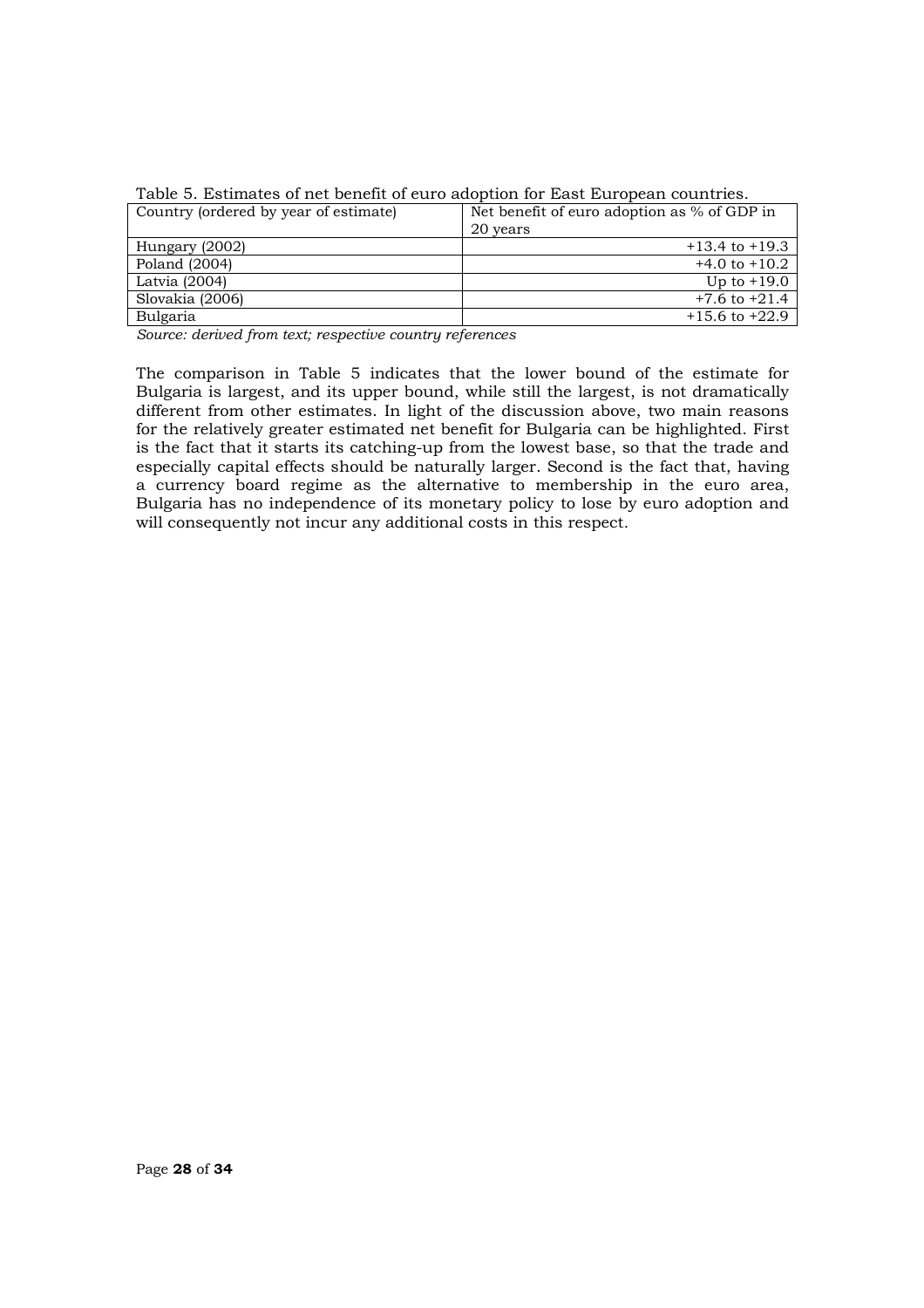Table 5. Estimates of net benefit of euro adoption for East European countries.

| Country (ordered by year of estimate) | Net benefit of euro adoption as % of GDP in 20 years |
|---|---:|
| Hungary (2002) | +13.4 to +19.3 |
| Poland (2004) | +4.0 to +10.2 |
| Latvia (2004) | Up to +19.0 |
| Slovakia (2006) | +7.6 to +21.4 |
| Bulgaria | +15.6 to +22.9 |

*Source: derived from text; respective country references*

The comparison in Table 5 indicates that the lower bound of the estimate for Bulgaria is largest, and its upper bound, while still the largest, is not dramatically different from other estimates. In light of the discussion above, two main reasons for the relatively greater estimated net benefit for Bulgaria can be highlighted. First is the fact that it starts its catching-up from the lowest base, so that the trade and especially capital effects should be naturally larger. Second is the fact that, having a currency board regime as the alternative to membership in the euro area, Bulgaria has no independence of its monetary policy to lose by euro adoption and will consequently not incur any additional costs in this respect.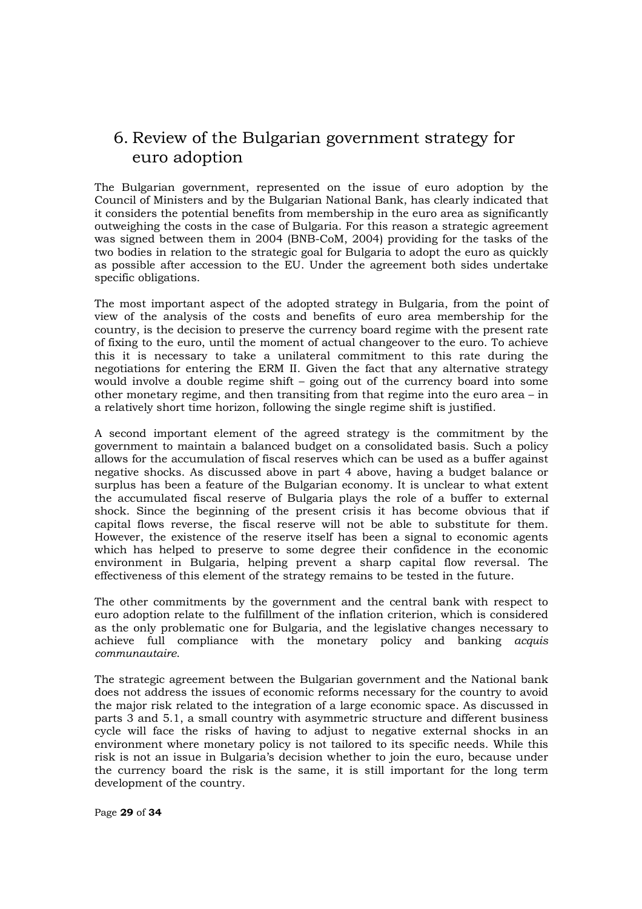# 6. Review of the Bulgarian government strategy for euro adoption

The Bulgarian government, represented on the issue of euro adoption by the Council of Ministers and by the Bulgarian National Bank, has clearly indicated that it considers the potential benefits from membership in the euro area as significantly outweighing the costs in the case of Bulgaria. For this reason a strategic agreement was signed between them in 2004 (BNB-CoM, 2004) providing for the tasks of the two bodies in relation to the strategic goal for Bulgaria to adopt the euro as quickly as possible after accession to the EU. Under the agreement both sides undertake specific obligations.

The most important aspect of the adopted strategy in Bulgaria, from the point of view of the analysis of the costs and benefits of euro area membership for the country, is the decision to preserve the currency board regime with the present rate of fixing to the euro, until the moment of actual changeover to the euro. To achieve this it is necessary to take a unilateral commitment to this rate during the negotiations for entering the ERM II. Given the fact that any alternative strategy would involve a double regime shift – going out of the currency board into some other monetary regime, and then transiting from that regime into the euro area – in a relatively short time horizon, following the single regime shift is justified.

A second important element of the agreed strategy is the commitment by the government to maintain a balanced budget on a consolidated basis. Such a policy allows for the accumulation of fiscal reserves which can be used as a buffer against negative shocks. As discussed above in part 4 above, having a budget balance or surplus has been a feature of the Bulgarian economy. It is unclear to what extent the accumulated fiscal reserve of Bulgaria plays the role of a buffer to external shock. Since the beginning of the present crisis it has become obvious that if capital flows reverse, the fiscal reserve will not be able to substitute for them. However, the existence of the reserve itself has been a signal to economic agents which has helped to preserve to some degree their confidence in the economic environment in Bulgaria, helping prevent a sharp capital flow reversal. The effectiveness of this element of the strategy remains to be tested in the future.

The other commitments by the government and the central bank with respect to euro adoption relate to the fulfillment of the inflation criterion, which is considered as the only problematic one for Bulgaria, and the legislative changes necessary to achieve full compliance with the monetary policy and banking *acquis communautaire*.

The strategic agreement between the Bulgarian government and the National bank does not address the issues of economic reforms necessary for the country to avoid the major risk related to the integration of a large economic space. As discussed in parts 3 and 5.1, a small country with asymmetric structure and different business cycle will face the risks of having to adjust to negative external shocks in an environment where monetary policy is not tailored to its specific needs. While this risk is not an issue in Bulgaria's decision whether to join the euro, because under the currency board the risk is the same, it is still important for the long term development of the country.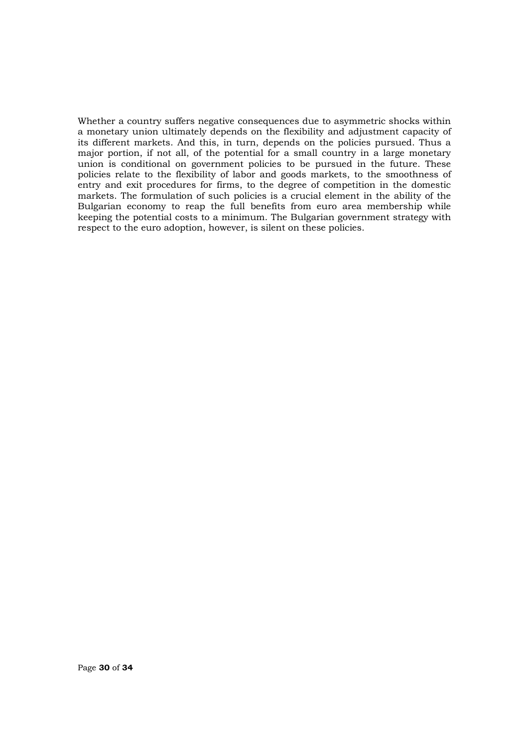Whether a country suffers negative consequences due to asymmetric shocks within a monetary union ultimately depends on the flexibility and adjustment capacity of its different markets. And this, in turn, depends on the policies pursued. Thus a major portion, if not all, of the potential for a small country in a large monetary union is conditional on government policies to be pursued in the future. These policies relate to the flexibility of labor and goods markets, to the smoothness of entry and exit procedures for firms, to the degree of competition in the domestic markets. The formulation of such policies is a crucial element in the ability of the Bulgarian economy to reap the full benefits from euro area membership while keeping the potential costs to a minimum. The Bulgarian government strategy with respect to the euro adoption, however, is silent on these policies.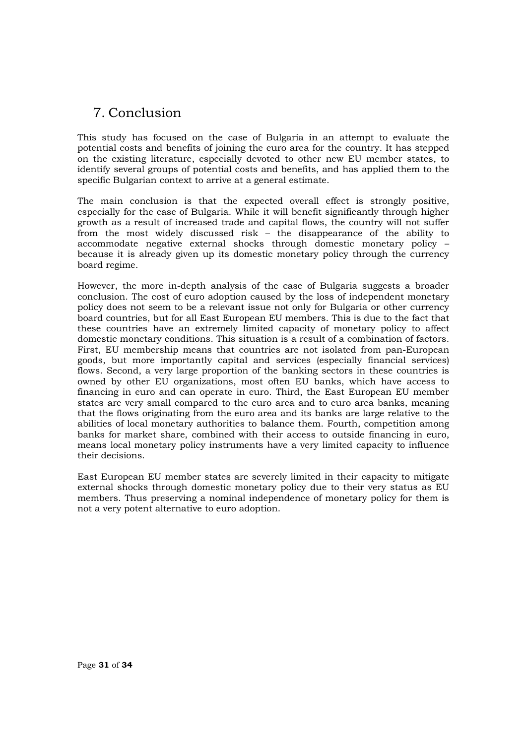## 7. Conclusion

This study has focused on the case of Bulgaria in an attempt to evaluate the potential costs and benefits of joining the euro area for the country. It has stepped on the existing literature, especially devoted to other new EU member states, to identify several groups of potential costs and benefits, and has applied them to the specific Bulgarian context to arrive at a general estimate.

The main conclusion is that the expected overall effect is strongly positive, especially for the case of Bulgaria. While it will benefit significantly through higher growth as a result of increased trade and capital flows, the country will not suffer from the most widely discussed risk – the disappearance of the ability to accommodate negative external shocks through domestic monetary policy – because it is already given up its domestic monetary policy through the currency board regime.

However, the more in-depth analysis of the case of Bulgaria suggests a broader conclusion. The cost of euro adoption caused by the loss of independent monetary policy does not seem to be a relevant issue not only for Bulgaria or other currency board countries, but for all East European EU members. This is due to the fact that these countries have an extremely limited capacity of monetary policy to affect domestic monetary conditions. This situation is a result of a combination of factors. First, EU membership means that countries are not isolated from pan-European goods, but more importantly capital and services (especially financial services) flows. Second, a very large proportion of the banking sectors in these countries is owned by other EU organizations, most often EU banks, which have access to financing in euro and can operate in euro. Third, the East European EU member states are very small compared to the euro area and to euro area banks, meaning that the flows originating from the euro area and its banks are large relative to the abilities of local monetary authorities to balance them. Fourth, competition among banks for market share, combined with their access to outside financing in euro, means local monetary policy instruments have a very limited capacity to influence their decisions.

East European EU member states are severely limited in their capacity to mitigate external shocks through domestic monetary policy due to their very status as EU members. Thus preserving a nominal independence of monetary policy for them is not a very potent alternative to euro adoption.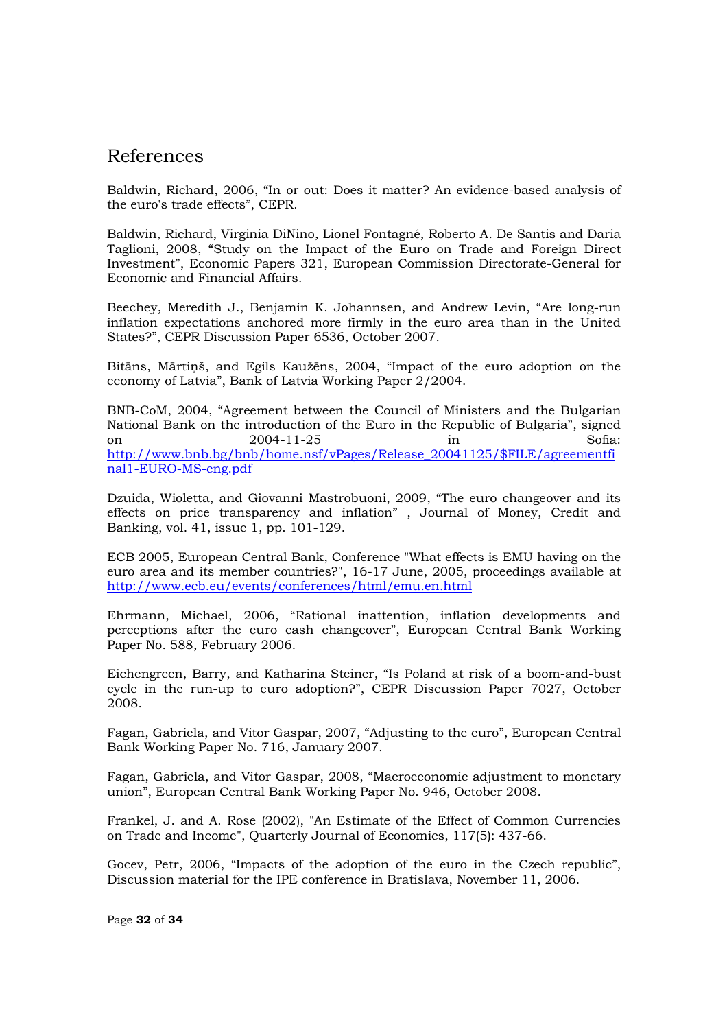# References

Baldwin, Richard, 2006, "In or out: Does it matter? An evidence-based analysis of the euro's trade effects", CEPR.

Baldwin, Richard, Virginia DiNino, Lionel Fontagné, Roberto A. De Santis and Daria Taglioni, 2008, "Study on the Impact of the Euro on Trade and Foreign Direct Investment", Economic Papers 321, European Commission Directorate-General for Economic and Financial Affairs.

Beechey, Meredith J., Benjamin K. Johannsen, and Andrew Levin, "Are long-run inflation expectations anchored more firmly in the euro area than in the United States?", CEPR Discussion Paper 6536, October 2007.

Bitāns, Mārtiņš, and Egils Kaužēns, 2004, "Impact of the euro adoption on the economy of Latvia", Bank of Latvia Working Paper 2/2004.

BNB-CoM, 2004, "Agreement between the Council of Ministers and the Bulgarian National Bank on the introduction of the Euro in the Republic of Bulgaria", signed on 2004-11-25 in Sofia: http://www.bnb.bg/bnb/home.nsf/vPages/Release_20041125/$FILE/agreementfinal1-EURO-MS-eng.pdf

Dzuida, Wioletta, and Giovanni Mastrobuoni, 2009, "The euro changeover and its effects on price transparency and inflation" , Journal of Money, Credit and Banking, vol. 41, issue 1, pp. 101-129.

ECB 2005, European Central Bank, Conference "What effects is EMU having on the euro area and its member countries?", 16-17 June, 2005, proceedings available at http://www.ecb.eu/events/conferences/html/emu.en.html

Ehrmann, Michael, 2006, "Rational inattention, inflation developments and perceptions after the euro cash changeover", European Central Bank Working Paper No. 588, February 2006.

Eichengreen, Barry, and Katharina Steiner, "Is Poland at risk of a boom-and-bust cycle in the run-up to euro adoption?", CEPR Discussion Paper 7027, October 2008.

Fagan, Gabriela, and Vitor Gaspar, 2007, "Adjusting to the euro", European Central Bank Working Paper No. 716, January 2007.

Fagan, Gabriela, and Vitor Gaspar, 2008, "Macroeconomic adjustment to monetary union", European Central Bank Working Paper No. 946, October 2008.

Frankel, J. and A. Rose (2002), "An Estimate of the Effect of Common Currencies on Trade and Income", Quarterly Journal of Economics, 117(5): 437-66.

Gocev, Petr, 2006, "Impacts of the adoption of the euro in the Czech republic", Discussion material for the IPE conference in Bratislava, November 11, 2006.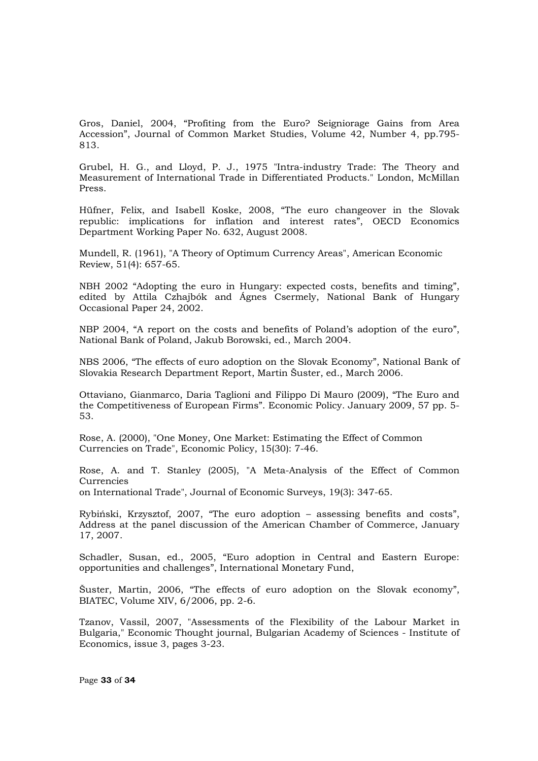Gros, Daniel, 2004, "Profiting from the Euro? Seigniorage Gains from Area Accession", Journal of Common Market Studies, Volume 42, Number 4, pp.795-813.

Grubel, H. G., and Lloyd, P. J., 1975 "Intra-industry Trade: The Theory and Measurement of International Trade in Differentiated Products." London, McMillan Press.

Hüfner, Felix, and Isabell Koske, 2008, "The euro changeover in the Slovak republic: implications for inflation and interest rates", OECD Economics Department Working Paper No. 632, August 2008.

Mundell, R. (1961), "A Theory of Optimum Currency Areas", American Economic Review, 51(4): 657-65.

NBH 2002 "Adopting the euro in Hungary: expected costs, benefits and timing", edited by Attila Czhajbók and Ágnes Csermely, National Bank of Hungary Occasional Paper 24, 2002.

NBP 2004, "A report on the costs and benefits of Poland's adoption of the euro", National Bank of Poland, Jakub Borowski, ed., March 2004.

NBS 2006, "The effects of euro adoption on the Slovak Economy", National Bank of Slovakia Research Department Report, Martin Šuster, ed., March 2006.

Ottaviano, Gianmarco, Daria Taglioni and Filippo Di Mauro (2009), "The Euro and the Competitiveness of European Firms". Economic Policy. January 2009, 57 pp. 5-53.

Rose, A. (2000), "One Money, One Market: Estimating the Effect of Common Currencies on Trade", Economic Policy, 15(30): 7-46.

Rose, A. and T. Stanley (2005), "A Meta-Analysis of the Effect of Common Currencies
on International Trade", Journal of Economic Surveys, 19(3): 347-65.

Rybiński, Krzysztof, 2007, "The euro adoption – assessing benefits and costs", Address at the panel discussion of the American Chamber of Commerce, January 17, 2007.

Schadler, Susan, ed., 2005, "Euro adoption in Central and Eastern Europe: opportunities and challenges", International Monetary Fund,

Šuster, Martin, 2006, "The effects of euro adoption on the Slovak economy", BIATEC, Volume XIV, 6/2006, pp. 2-6.

Tzanov, Vassil, 2007, "Assessments of the Flexibility of the Labour Market in Bulgaria," Economic Thought journal, Bulgarian Academy of Sciences - Institute of Economics, issue 3, pages 3-23.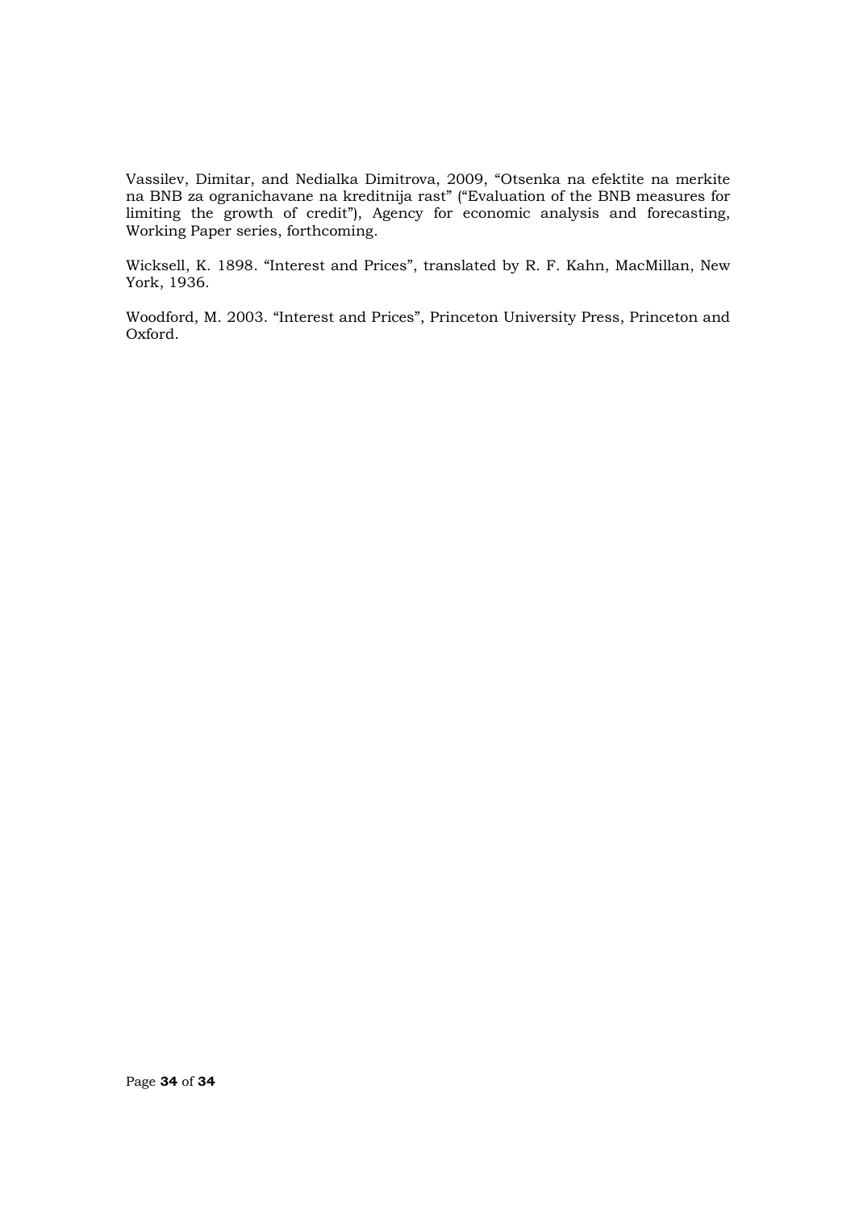Vassilev, Dimitar, and Nedialka Dimitrova, 2009, "Otsenka na efektite na merkite na BNB za ogranichavane na kreditnija rast" ("Evaluation of the BNB measures for limiting the growth of credit"), Agency for economic analysis and forecasting, Working Paper series, forthcoming.

Wicksell, K. 1898. "Interest and Prices", translated by R. F. Kahn, MacMillan, New York, 1936.

Woodford, M. 2003. "Interest and Prices", Princeton University Press, Princeton and Oxford.